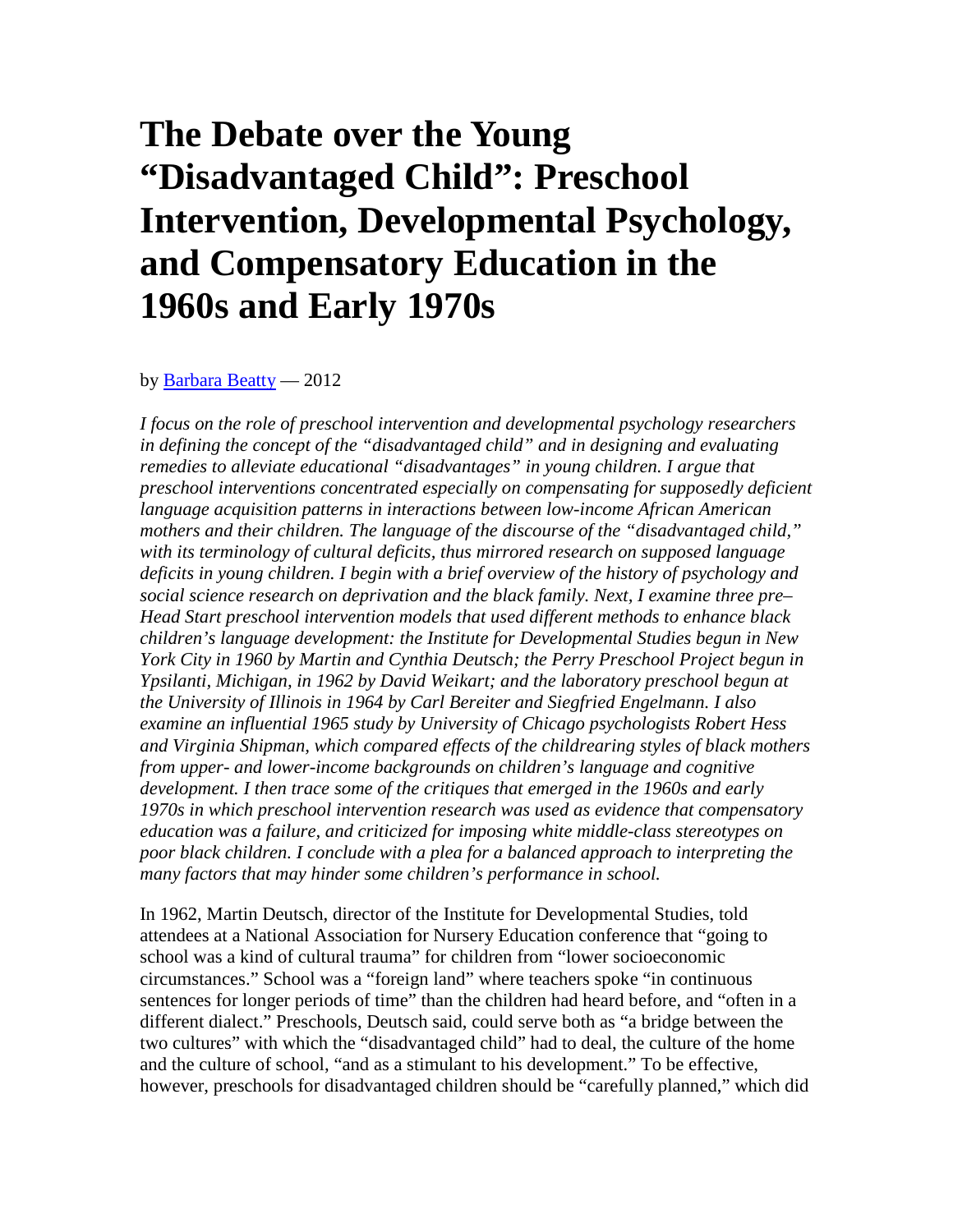# The Debate over the Young "Disadvantaged Child": Preschool Intervention, Developmental Psychology, and Compensatory Education in the 1960s and Early 1970s

by [Barbara Beatty]() — 2012

*I focus on the role of preschool intervention and developmental psychology researchers in defining the concept of the "disadvantaged child" and in designing and evaluating remedies to alleviate educational "disadvantages" in young children. I argue that preschool interventions concentrated especially on compensating for supposedly deficient language acquisition patterns in interactions between low-income African American mothers and their children. The language of the discourse of the "disadvantaged child," with its terminology of cultural deficits, thus mirrored research on supposed language deficits in young children. I begin with a brief overview of the history of psychology and social science research on deprivation and the black family. Next, I examine three pre–Head Start preschool intervention models that used different methods to enhance black children's language development: the Institute for Developmental Studies begun in New York City in 1960 by Martin and Cynthia Deutsch; the Perry Preschool Project begun in Ypsilanti, Michigan, in 1962 by David Weikart; and the laboratory preschool begun at the University of Illinois in 1964 by Carl Bereiter and Siegfried Engelmann. I also examine an influential 1965 study by University of Chicago psychologists Robert Hess and Virginia Shipman, which compared effects of the childrearing styles of black mothers from upper- and lower-income backgrounds on children's language and cognitive development. I then trace some of the critiques that emerged in the 1960s and early 1970s in which preschool intervention research was used as evidence that compensatory education was a failure, and criticized for imposing white middle-class stereotypes on poor black children. I conclude with a plea for a balanced approach to interpreting the many factors that may hinder some children's performance in school.*

In 1962, Martin Deutsch, director of the Institute for Developmental Studies, told attendees at a National Association for Nursery Education conference that "going to school was a kind of cultural trauma" for children from "lower socioeconomic circumstances." School was a "foreign land" where teachers spoke "in continuous sentences for longer periods of time" than the children had heard before, and "often in a different dialect." Preschools, Deutsch said, could serve both as "a bridge between the two cultures" with which the "disadvantaged child" had to deal, the culture of the home and the culture of school, "and as a stimulant to his development." To be effective, however, preschools for disadvantaged children should be "carefully planned," which did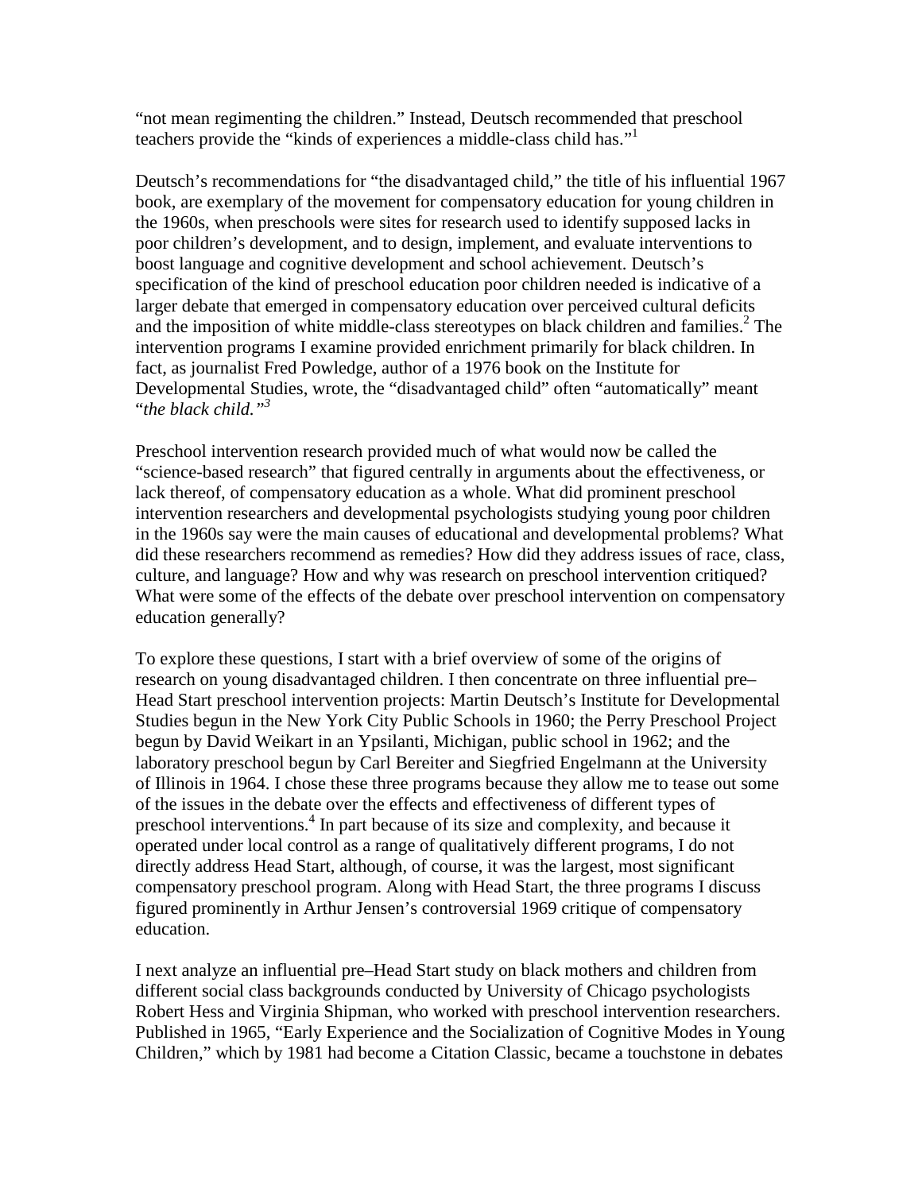"not mean regimenting the children." Instead, Deutsch recommended that preschool teachers provide the "kinds of experiences a middle-class child has."[1]

Deutsch's recommendations for "the disadvantaged child," the title of his influential 1967 book, are exemplary of the movement for compensatory education for young children in the 1960s, when preschools were sites for research used to identify supposed lacks in poor children's development, and to design, implement, and evaluate interventions to boost language and cognitive development and school achievement. Deutsch's specification of the kind of preschool education poor children needed is indicative of a larger debate that emerged in compensatory education over perceived cultural deficits and the imposition of white middle-class stereotypes on black children and families.[2] The intervention programs I examine provided enrichment primarily for black children. In fact, as journalist Fred Powledge, author of a 1976 book on the Institute for Developmental Studies, wrote, the "disadvantaged child" often "automatically" meant "*the black child.*"[3]

Preschool intervention research provided much of what would now be called the "science-based research" that figured centrally in arguments about the effectiveness, or lack thereof, of compensatory education as a whole. What did prominent preschool intervention researchers and developmental psychologists studying young poor children in the 1960s say were the main causes of educational and developmental problems? What did these researchers recommend as remedies? How did they address issues of race, class, culture, and language? How and why was research on preschool intervention critiqued? What were some of the effects of the debate over preschool intervention on compensatory education generally?

To explore these questions, I start with a brief overview of some of the origins of research on young disadvantaged children. I then concentrate on three influential pre–Head Start preschool intervention projects: Martin Deutsch's Institute for Developmental Studies begun in the New York City Public Schools in 1960; the Perry Preschool Project begun by David Weikart in an Ypsilanti, Michigan, public school in 1962; and the laboratory preschool begun by Carl Bereiter and Siegfried Engelmann at the University of Illinois in 1964. I chose these three programs because they allow me to tease out some of the issues in the debate over the effects and effectiveness of different types of preschool interventions.[4] In part because of its size and complexity, and because it operated under local control as a range of qualitatively different programs, I do not directly address Head Start, although, of course, it was the largest, most significant compensatory preschool program. Along with Head Start, the three programs I discuss figured prominently in Arthur Jensen's controversial 1969 critique of compensatory education.

I next analyze an influential pre–Head Start study on black mothers and children from different social class backgrounds conducted by University of Chicago psychologists Robert Hess and Virginia Shipman, who worked with preschool intervention researchers. Published in 1965, "Early Experience and the Socialization of Cognitive Modes in Young Children," which by 1981 had become a Citation Classic, became a touchstone in debates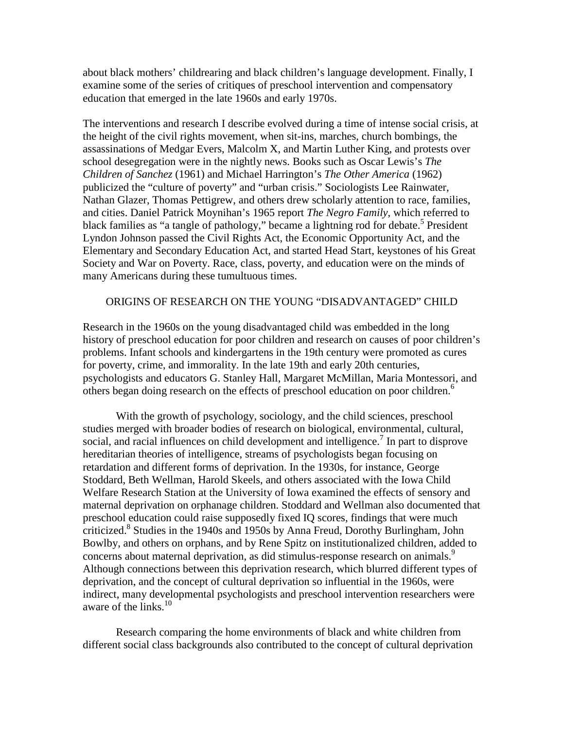about black mothers' childrearing and black children's language development. Finally, I examine some of the series of critiques of preschool intervention and compensatory education that emerged in the late 1960s and early 1970s.

The interventions and research I describe evolved during a time of intense social crisis, at the height of the civil rights movement, when sit-ins, marches, church bombings, the assassinations of Medgar Evers, Malcolm X, and Martin Luther King, and protests over school desegregation were in the nightly news. Books such as Oscar Lewis's *The Children of Sanchez* (1961) and Michael Harrington's *The Other America* (1962) publicized the "culture of poverty" and "urban crisis." Sociologists Lee Rainwater, Nathan Glazer, Thomas Pettigrew, and others drew scholarly attention to race, families, and cities. Daniel Patrick Moynihan's 1965 report *The Negro Family*, which referred to black families as "a tangle of pathology," became a lightning rod for debate.[5] President Lyndon Johnson passed the Civil Rights Act, the Economic Opportunity Act, and the Elementary and Secondary Education Act, and started Head Start, keystones of his Great Society and War on Poverty. Race, class, poverty, and education were on the minds of many Americans during these tumultuous times.

## ORIGINS OF RESEARCH ON THE YOUNG "DISADVANTAGED" CHILD

Research in the 1960s on the young disadvantaged child was embedded in the long history of preschool education for poor children and research on causes of poor children's problems. Infant schools and kindergartens in the 19th century were promoted as cures for poverty, crime, and immorality. In the late 19th and early 20th centuries, psychologists and educators G. Stanley Hall, Margaret McMillan, Maria Montessori, and others began doing research on the effects of preschool education on poor children.[6]

With the growth of psychology, sociology, and the child sciences, preschool studies merged with broader bodies of research on biological, environmental, cultural, social, and racial influences on child development and intelligence.[7] In part to disprove hereditarian theories of intelligence, streams of psychologists began focusing on retardation and different forms of deprivation. In the 1930s, for instance, George Stoddard, Beth Wellman, Harold Skeels, and others associated with the Iowa Child Welfare Research Station at the University of Iowa examined the effects of sensory and maternal deprivation on orphanage children. Stoddard and Wellman also documented that preschool education could raise supposedly fixed IQ scores, findings that were much criticized.[8] Studies in the 1940s and 1950s by Anna Freud, Dorothy Burlingham, John Bowlby, and others on orphans, and by Rene Spitz on institutionalized children, added to concerns about maternal deprivation, as did stimulus-response research on animals.[9] Although connections between this deprivation research, which blurred different types of deprivation, and the concept of cultural deprivation so influential in the 1960s, were indirect, many developmental psychologists and preschool intervention researchers were aware of the links.[10]

Research comparing the home environments of black and white children from different social class backgrounds also contributed to the concept of cultural deprivation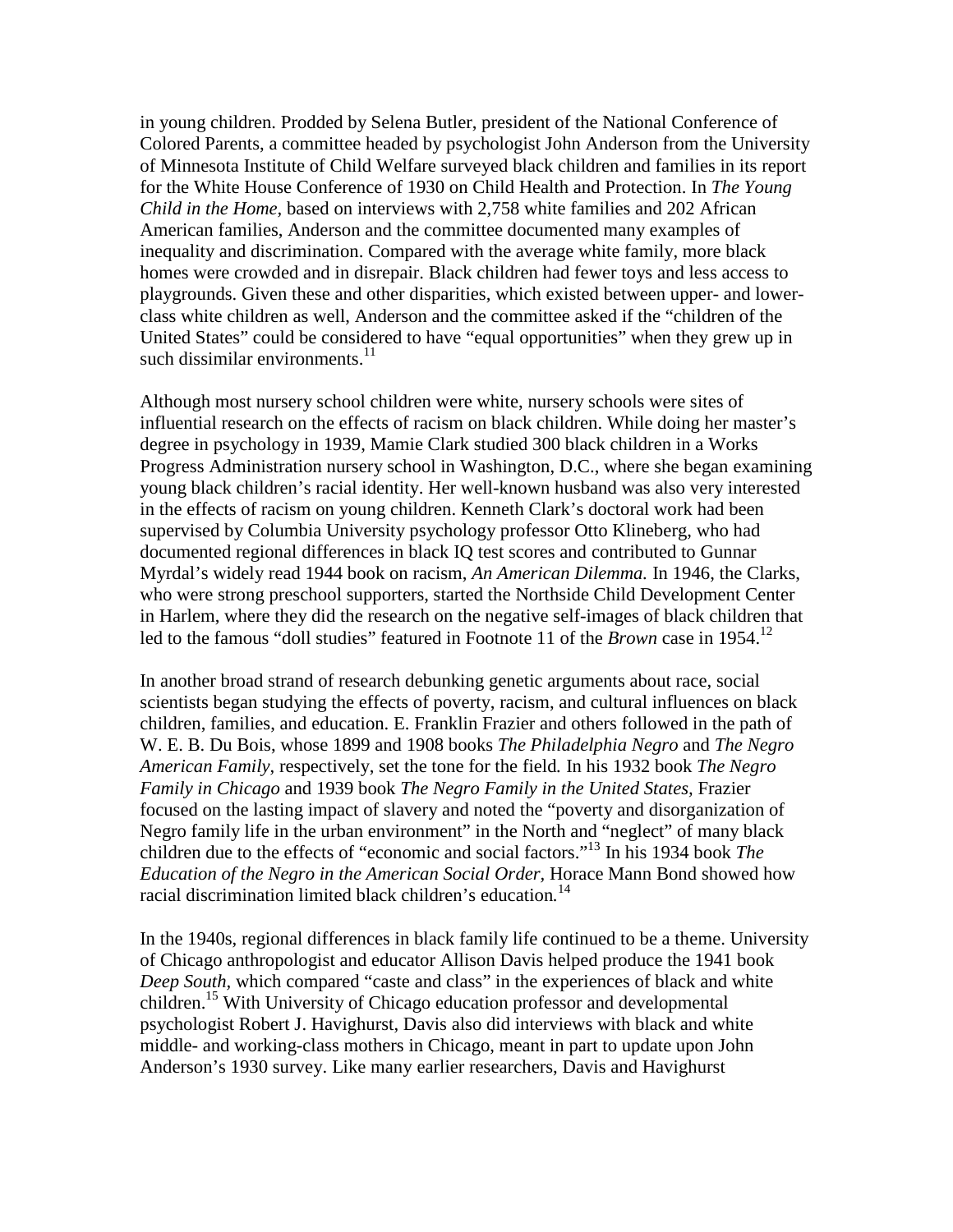in young children. Prodded by Selena Butler, president of the National Conference of Colored Parents, a committee headed by psychologist John Anderson from the University of Minnesota Institute of Child Welfare surveyed black children and families in its report for the White House Conference of 1930 on Child Health and Protection. In *The Young Child in the Home*, based on interviews with 2,758 white families and 202 African American families, Anderson and the committee documented many examples of inequality and discrimination. Compared with the average white family, more black homes were crowded and in disrepair. Black children had fewer toys and less access to playgrounds. Given these and other disparities, which existed between upper- and lower-class white children as well, Anderson and the committee asked if the "children of the United States" could be considered to have "equal opportunities" when they grew up in such dissimilar environments.[11]

Although most nursery school children were white, nursery schools were sites of influential research on the effects of racism on black children. While doing her master's degree in psychology in 1939, Mamie Clark studied 300 black children in a Works Progress Administration nursery school in Washington, D.C., where she began examining young black children's racial identity. Her well-known husband was also very interested in the effects of racism on young children. Kenneth Clark's doctoral work had been supervised by Columbia University psychology professor Otto Klineberg, who had documented regional differences in black IQ test scores and contributed to Gunnar Myrdal's widely read 1944 book on racism, *An American Dilemma.* In 1946, the Clarks, who were strong preschool supporters, started the Northside Child Development Center in Harlem, where they did the research on the negative self-images of black children that led to the famous "doll studies" featured in Footnote 11 of the *Brown* case in 1954.[12]

In another broad strand of research debunking genetic arguments about race, social scientists began studying the effects of poverty, racism, and cultural influences on black children, families, and education. E. Franklin Frazier and others followed in the path of W. E. B. Du Bois, whose 1899 and 1908 books *The Philadelphia Negro* and *The Negro American Family*, respectively, set the tone for the field. In his 1932 book *The Negro Family in Chicago* and 1939 book *The Negro Family in the United States*, Frazier focused on the lasting impact of slavery and noted the "poverty and disorganization of Negro family life in the urban environment" in the North and "neglect" of many black children due to the effects of "economic and social factors."[13] In his 1934 book *The Education of the Negro in the American Social Order*, Horace Mann Bond showed how racial discrimination limited black children's education.[14]

In the 1940s, regional differences in black family life continued to be a theme. University of Chicago anthropologist and educator Allison Davis helped produce the 1941 book *Deep South*, which compared "caste and class" in the experiences of black and white children.[15] With University of Chicago education professor and developmental psychologist Robert J. Havighurst, Davis also did interviews with black and white middle- and working-class mothers in Chicago, meant in part to update upon John Anderson's 1930 survey. Like many earlier researchers, Davis and Havighurst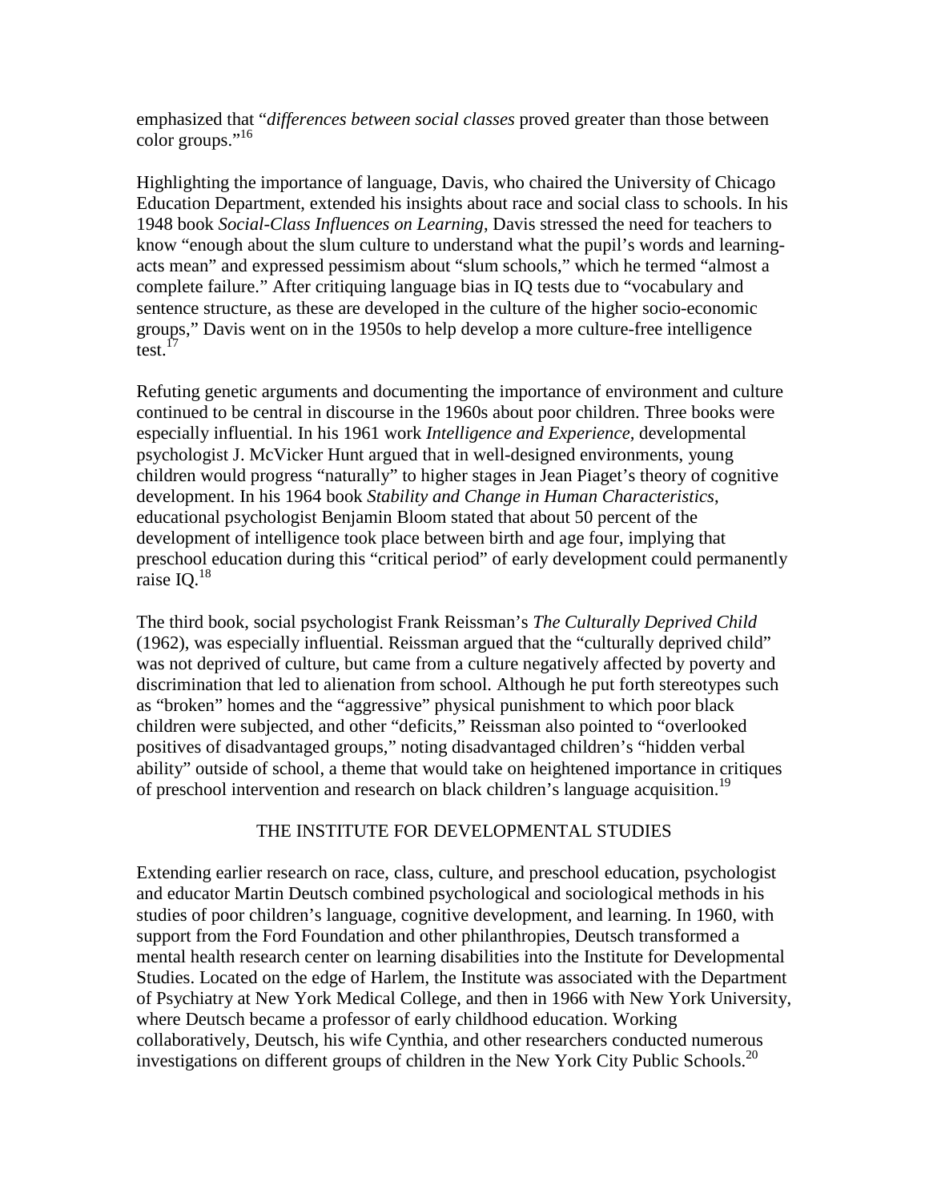emphasized that "*differences between social classes* proved greater than those between color groups."[16]

Highlighting the importance of language, Davis, who chaired the University of Chicago Education Department, extended his insights about race and social class to schools. In his 1948 book *Social-Class Influences on Learning*, Davis stressed the need for teachers to know "enough about the slum culture to understand what the pupil's words and learning-acts mean" and expressed pessimism about "slum schools," which he termed "almost a complete failure." After critiquing language bias in IQ tests due to "vocabulary and sentence structure, as these are developed in the culture of the higher socio-economic groups," Davis went on in the 1950s to help develop a more culture-free intelligence test.[17]

Refuting genetic arguments and documenting the importance of environment and culture continued to be central in discourse in the 1960s about poor children. Three books were especially influential. In his 1961 work *Intelligence and Experience,* developmental psychologist J. McVicker Hunt argued that in well-designed environments, young children would progress "naturally" to higher stages in Jean Piaget's theory of cognitive development. In his 1964 book *Stability and Change in Human Characteristics*, educational psychologist Benjamin Bloom stated that about 50 percent of the development of intelligence took place between birth and age four, implying that preschool education during this "critical period" of early development could permanently raise IQ.[18]

The third book, social psychologist Frank Reissman's *The Culturally Deprived Child* (1962), was especially influential. Reissman argued that the "culturally deprived child" was not deprived of culture, but came from a culture negatively affected by poverty and discrimination that led to alienation from school. Although he put forth stereotypes such as "broken" homes and the "aggressive" physical punishment to which poor black children were subjected, and other "deficits," Reissman also pointed to "overlooked positives of disadvantaged groups," noting disadvantaged children's "hidden verbal ability" outside of school, a theme that would take on heightened importance in critiques of preschool intervention and research on black children's language acquisition.[19]

## THE INSTITUTE FOR DEVELOPMENTAL STUDIES

Extending earlier research on race, class, culture, and preschool education, psychologist and educator Martin Deutsch combined psychological and sociological methods in his studies of poor children's language, cognitive development, and learning. In 1960, with support from the Ford Foundation and other philanthropies, Deutsch transformed a mental health research center on learning disabilities into the Institute for Developmental Studies. Located on the edge of Harlem, the Institute was associated with the Department of Psychiatry at New York Medical College, and then in 1966 with New York University, where Deutsch became a professor of early childhood education. Working collaboratively, Deutsch, his wife Cynthia, and other researchers conducted numerous investigations on different groups of children in the New York City Public Schools.[20]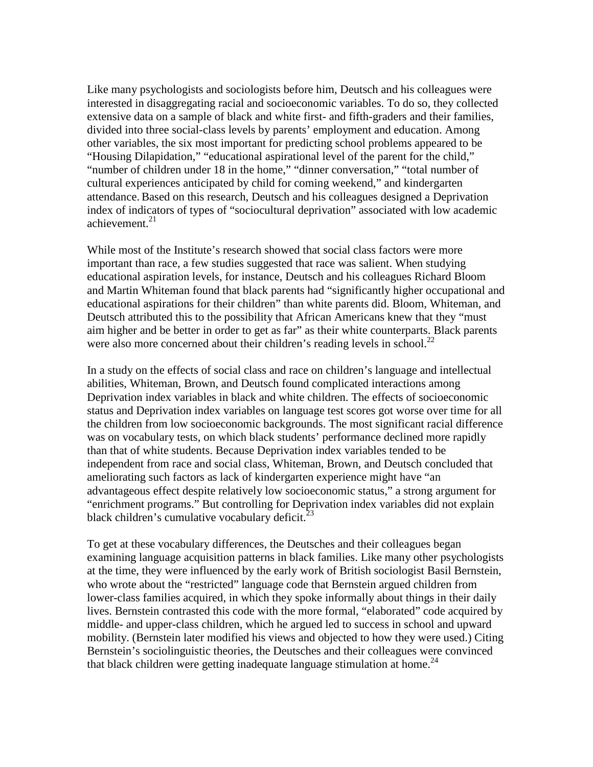Like many psychologists and sociologists before him, Deutsch and his colleagues were interested in disaggregating racial and socioeconomic variables. To do so, they collected extensive data on a sample of black and white first- and fifth-graders and their families, divided into three social-class levels by parents' employment and education. Among other variables, the six most important for predicting school problems appeared to be "Housing Dilapidation," "educational aspirational level of the parent for the child," "number of children under 18 in the home," "dinner conversation," "total number of cultural experiences anticipated by child for coming weekend," and kindergarten attendance. Based on this research, Deutsch and his colleagues designed a Deprivation index of indicators of types of "sociocultural deprivation" associated with low academic achievement.[21]

While most of the Institute's research showed that social class factors were more important than race, a few studies suggested that race was salient. When studying educational aspiration levels, for instance, Deutsch and his colleagues Richard Bloom and Martin Whiteman found that black parents had "significantly higher occupational and educational aspirations for their children" than white parents did. Bloom, Whiteman, and Deutsch attributed this to the possibility that African Americans knew that they "must aim higher and be better in order to get as far" as their white counterparts. Black parents were also more concerned about their children's reading levels in school.[22]

In a study on the effects of social class and race on children's language and intellectual abilities, Whiteman, Brown, and Deutsch found complicated interactions among Deprivation index variables in black and white children. The effects of socioeconomic status and Deprivation index variables on language test scores got worse over time for all the children from low socioeconomic backgrounds. The most significant racial difference was on vocabulary tests, on which black students' performance declined more rapidly than that of white students. Because Deprivation index variables tended to be independent from race and social class, Whiteman, Brown, and Deutsch concluded that ameliorating such factors as lack of kindergarten experience might have "an advantageous effect despite relatively low socioeconomic status," a strong argument for "enrichment programs." But controlling for Deprivation index variables did not explain black children's cumulative vocabulary deficit.[23]

To get at these vocabulary differences, the Deutsches and their colleagues began examining language acquisition patterns in black families. Like many other psychologists at the time, they were influenced by the early work of British sociologist Basil Bernstein, who wrote about the "restricted" language code that Bernstein argued children from lower-class families acquired, in which they spoke informally about things in their daily lives. Bernstein contrasted this code with the more formal, "elaborated" code acquired by middle- and upper-class children, which he argued led to success in school and upward mobility. (Bernstein later modified his views and objected to how they were used.) Citing Bernstein's sociolinguistic theories, the Deutsches and their colleagues were convinced that black children were getting inadequate language stimulation at home.[24]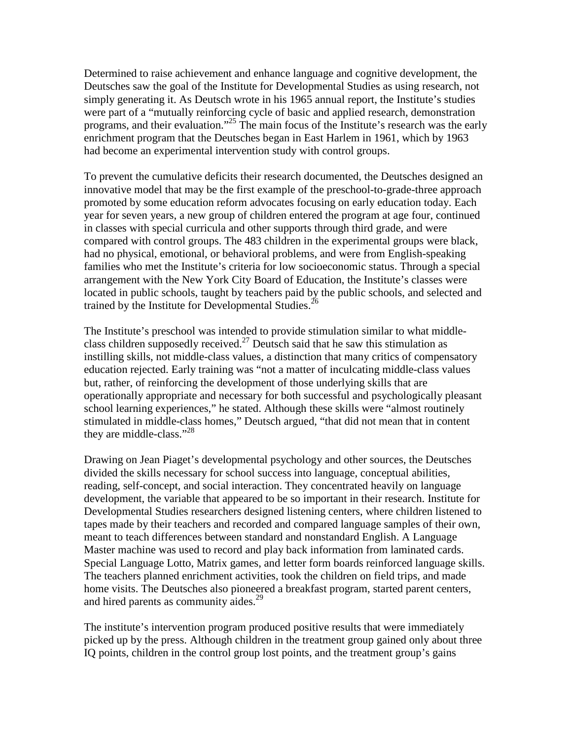Determined to raise achievement and enhance language and cognitive development, the Deutsches saw the goal of the Institute for Developmental Studies as using research, not simply generating it. As Deutsch wrote in his 1965 annual report, the Institute's studies were part of a "mutually reinforcing cycle of basic and applied research, demonstration programs, and their evaluation."[25] The main focus of the Institute's research was the early enrichment program that the Deutsches began in East Harlem in 1961, which by 1963 had become an experimental intervention study with control groups.

To prevent the cumulative deficits their research documented, the Deutsches designed an innovative model that may be the first example of the preschool-to-grade-three approach promoted by some education reform advocates focusing on early education today. Each year for seven years, a new group of children entered the program at age four, continued in classes with special curricula and other supports through third grade, and were compared with control groups. The 483 children in the experimental groups were black, had no physical, emotional, or behavioral problems, and were from English-speaking families who met the Institute's criteria for low socioeconomic status. Through a special arrangement with the New York City Board of Education, the Institute's classes were located in public schools, taught by teachers paid by the public schools, and selected and trained by the Institute for Developmental Studies.[26]

The Institute's preschool was intended to provide stimulation similar to what middle-class children supposedly received.[27] Deutsch said that he saw this stimulation as instilling skills, not middle-class values, a distinction that many critics of compensatory education rejected. Early training was "not a matter of inculcating middle-class values but, rather, of reinforcing the development of those underlying skills that are operationally appropriate and necessary for both successful and psychologically pleasant school learning experiences," he stated. Although these skills were "almost routinely stimulated in middle-class homes," Deutsch argued, "that did not mean that in content they are middle-class."[28]

Drawing on Jean Piaget's developmental psychology and other sources, the Deutsches divided the skills necessary for school success into language, conceptual abilities, reading, self-concept, and social interaction. They concentrated heavily on language development, the variable that appeared to be so important in their research. Institute for Developmental Studies researchers designed listening centers, where children listened to tapes made by their teachers and recorded and compared language samples of their own, meant to teach differences between standard and nonstandard English. A Language Master machine was used to record and play back information from laminated cards. Special Language Lotto, Matrix games, and letter form boards reinforced language skills. The teachers planned enrichment activities, took the children on field trips, and made home visits. The Deutsches also pioneered a breakfast program, started parent centers, and hired parents as community aides.[29]

The institute's intervention program produced positive results that were immediately picked up by the press. Although children in the treatment group gained only about three IQ points, children in the control group lost points, and the treatment group's gains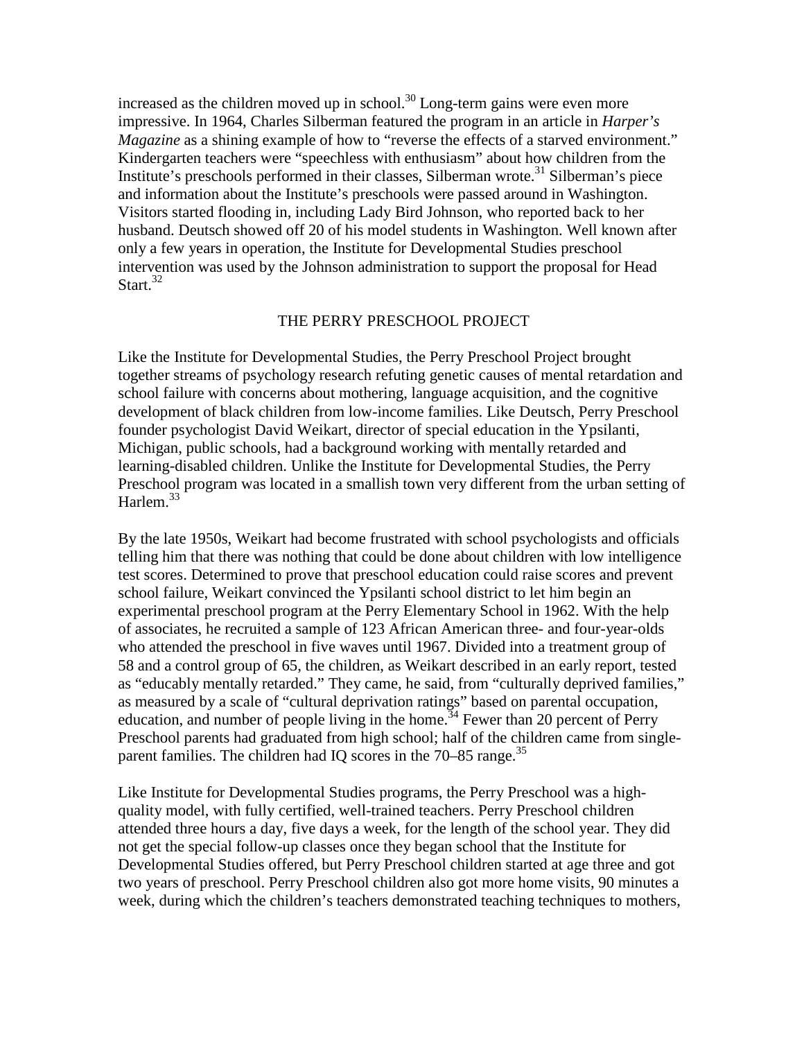increased as the children moved up in school.[30] Long-term gains were even more impressive. In 1964, Charles Silberman featured the program in an article in *Harper's Magazine* as a shining example of how to "reverse the effects of a starved environment." Kindergarten teachers were "speechless with enthusiasm" about how children from the Institute's preschools performed in their classes, Silberman wrote.[31] Silberman's piece and information about the Institute's preschools were passed around in Washington. Visitors started flooding in, including Lady Bird Johnson, who reported back to her husband. Deutsch showed off 20 of his model students in Washington. Well known after only a few years in operation, the Institute for Developmental Studies preschool intervention was used by the Johnson administration to support the proposal for Head Start.[32]

## THE PERRY PRESCHOOL PROJECT

Like the Institute for Developmental Studies, the Perry Preschool Project brought together streams of psychology research refuting genetic causes of mental retardation and school failure with concerns about mothering, language acquisition, and the cognitive development of black children from low-income families. Like Deutsch, Perry Preschool founder psychologist David Weikart, director of special education in the Ypsilanti, Michigan, public schools, had a background working with mentally retarded and learning-disabled children. Unlike the Institute for Developmental Studies, the Perry Preschool program was located in a smallish town very different from the urban setting of Harlem.[33]

By the late 1950s, Weikart had become frustrated with school psychologists and officials telling him that there was nothing that could be done about children with low intelligence test scores. Determined to prove that preschool education could raise scores and prevent school failure, Weikart convinced the Ypsilanti school district to let him begin an experimental preschool program at the Perry Elementary School in 1962. With the help of associates, he recruited a sample of 123 African American three- and four-year-olds who attended the preschool in five waves until 1967. Divided into a treatment group of 58 and a control group of 65, the children, as Weikart described in an early report, tested as "educably mentally retarded." They came, he said, from "culturally deprived families," as measured by a scale of "cultural deprivation ratings" based on parental occupation, education, and number of people living in the home.[34] Fewer than 20 percent of Perry Preschool parents had graduated from high school; half of the children came from single-parent families. The children had IQ scores in the 70–85 range.[35]

Like Institute for Developmental Studies programs, the Perry Preschool was a high-quality model, with fully certified, well-trained teachers. Perry Preschool children attended three hours a day, five days a week, for the length of the school year. They did not get the special follow-up classes once they began school that the Institute for Developmental Studies offered, but Perry Preschool children started at age three and got two years of preschool. Perry Preschool children also got more home visits, 90 minutes a week, during which the children's teachers demonstrated teaching techniques to mothers,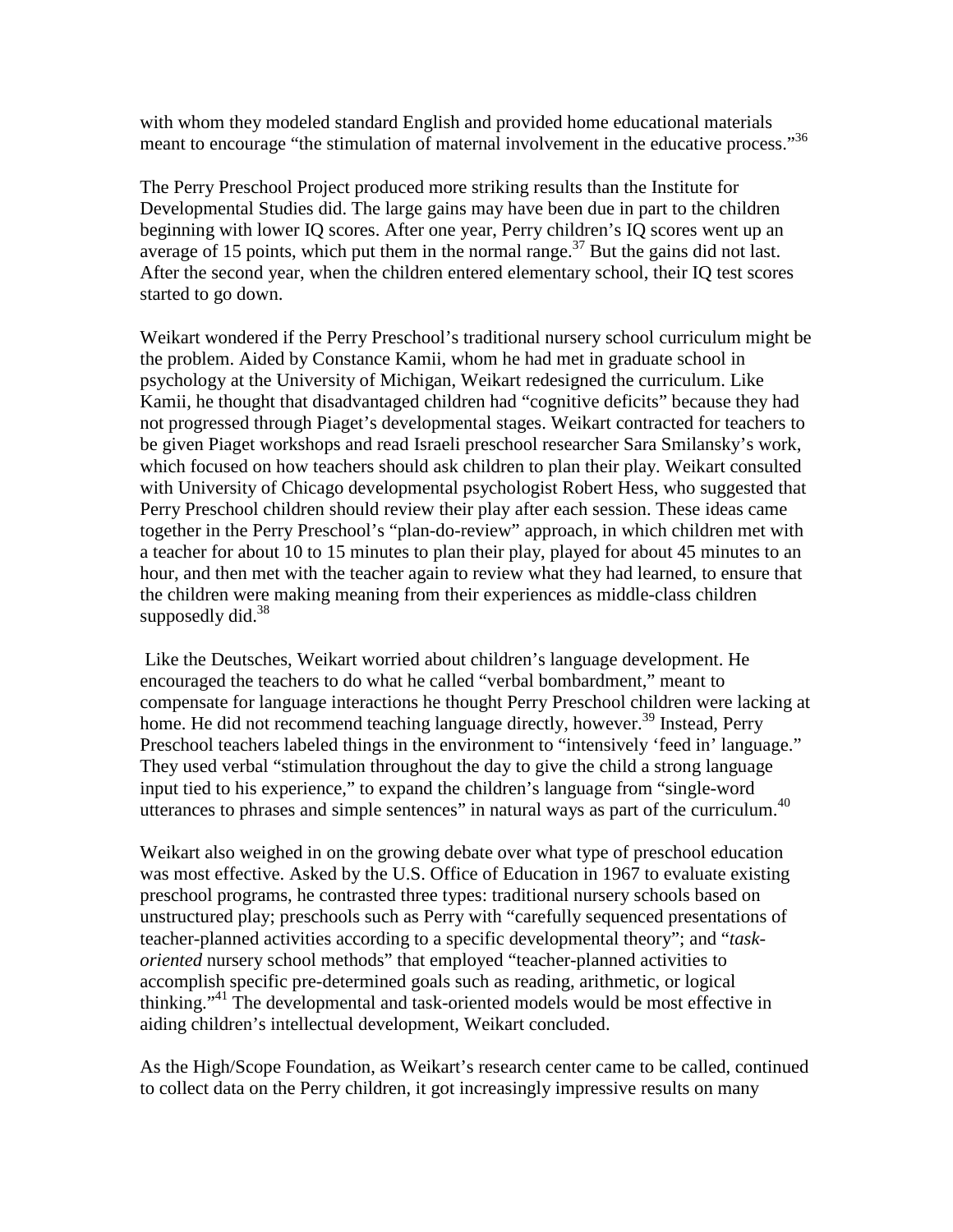with whom they modeled standard English and provided home educational materials meant to encourage "the stimulation of maternal involvement in the educative process."[36]

The Perry Preschool Project produced more striking results than the Institute for Developmental Studies did. The large gains may have been due in part to the children beginning with lower IQ scores. After one year, Perry children's IQ scores went up an average of 15 points, which put them in the normal range.[37] But the gains did not last. After the second year, when the children entered elementary school, their IQ test scores started to go down.

Weikart wondered if the Perry Preschool's traditional nursery school curriculum might be the problem. Aided by Constance Kamii, whom he had met in graduate school in psychology at the University of Michigan, Weikart redesigned the curriculum. Like Kamii, he thought that disadvantaged children had "cognitive deficits" because they had not progressed through Piaget's developmental stages. Weikart contracted for teachers to be given Piaget workshops and read Israeli preschool researcher Sara Smilansky's work, which focused on how teachers should ask children to plan their play. Weikart consulted with University of Chicago developmental psychologist Robert Hess, who suggested that Perry Preschool children should review their play after each session. These ideas came together in the Perry Preschool's "plan-do-review" approach, in which children met with a teacher for about 10 to 15 minutes to plan their play, played for about 45 minutes to an hour, and then met with the teacher again to review what they had learned, to ensure that the children were making meaning from their experiences as middle-class children supposedly did.[38]

Like the Deutsches, Weikart worried about children's language development. He encouraged the teachers to do what he called "verbal bombardment," meant to compensate for language interactions he thought Perry Preschool children were lacking at home. He did not recommend teaching language directly, however.[39] Instead, Perry Preschool teachers labeled things in the environment to "intensively 'feed in' language." They used verbal "stimulation throughout the day to give the child a strong language input tied to his experience," to expand the children's language from "single-word utterances to phrases and simple sentences" in natural ways as part of the curriculum.[40]

Weikart also weighed in on the growing debate over what type of preschool education was most effective. Asked by the U.S. Office of Education in 1967 to evaluate existing preschool programs, he contrasted three types: traditional nursery schools based on unstructured play; preschools such as Perry with "carefully sequenced presentations of teacher-planned activities according to a specific developmental theory"; and "*task-oriented* nursery school methods" that employed "teacher-planned activities to accomplish specific pre-determined goals such as reading, arithmetic, or logical thinking."[41] The developmental and task-oriented models would be most effective in aiding children's intellectual development, Weikart concluded.

As the High/Scope Foundation, as Weikart's research center came to be called, continued to collect data on the Perry children, it got increasingly impressive results on many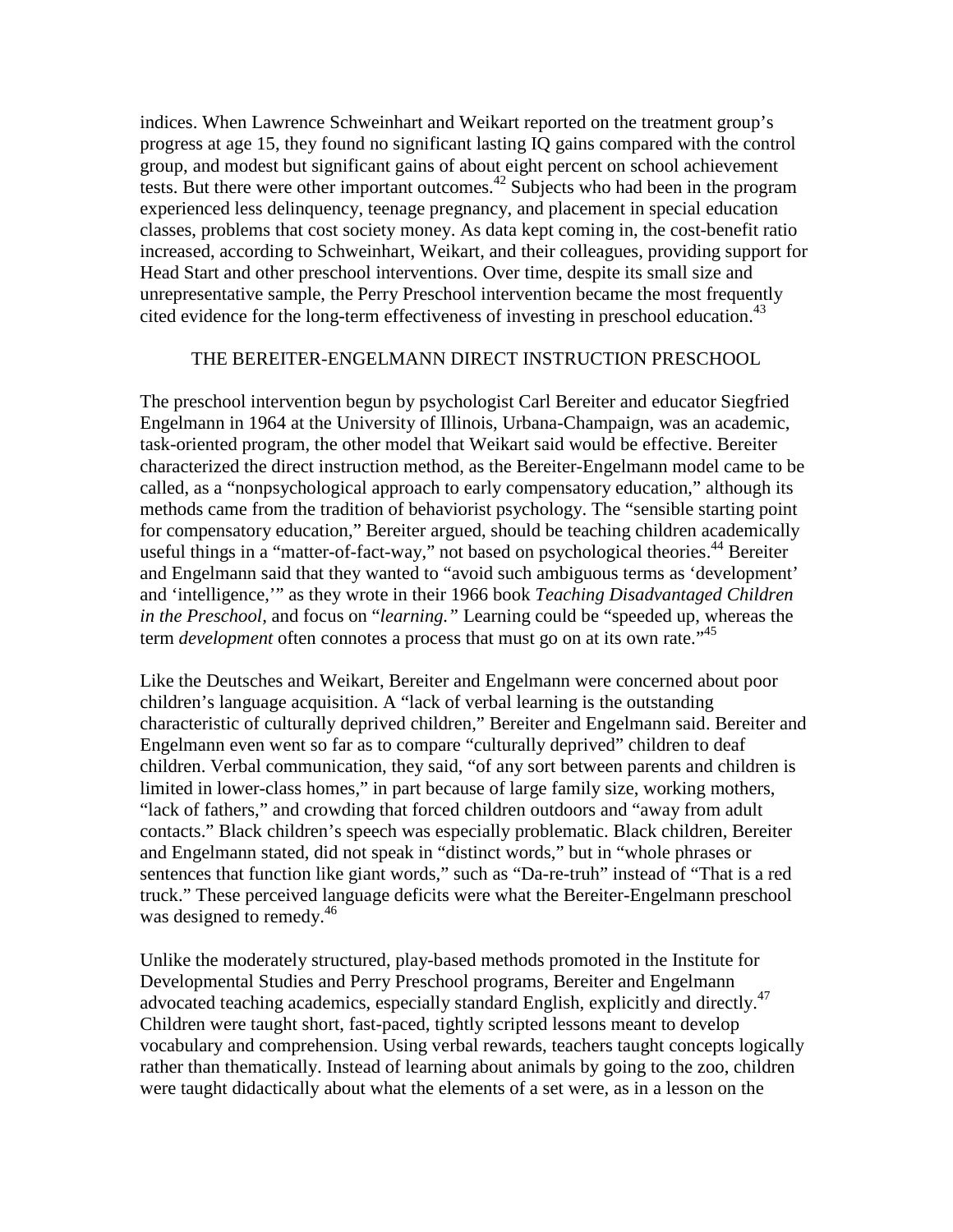indices. When Lawrence Schweinhart and Weikart reported on the treatment group's progress at age 15, they found no significant lasting IQ gains compared with the control group, and modest but significant gains of about eight percent on school achievement tests. But there were other important outcomes.[42] Subjects who had been in the program experienced less delinquency, teenage pregnancy, and placement in special education classes, problems that cost society money. As data kept coming in, the cost-benefit ratio increased, according to Schweinhart, Weikart, and their colleagues, providing support for Head Start and other preschool interventions. Over time, despite its small size and unrepresentative sample, the Perry Preschool intervention became the most frequently cited evidence for the long-term effectiveness of investing in preschool education.[43]

## THE BEREITER-ENGELMANN DIRECT INSTRUCTION PRESCHOOL

The preschool intervention begun by psychologist Carl Bereiter and educator Siegfried Engelmann in 1964 at the University of Illinois, Urbana-Champaign, was an academic, task-oriented program, the other model that Weikart said would be effective. Bereiter characterized the direct instruction method, as the Bereiter-Engelmann model came to be called, as a "nonpsychological approach to early compensatory education," although its methods came from the tradition of behaviorist psychology. The "sensible starting point for compensatory education," Bereiter argued, should be teaching children academically useful things in a "matter-of-fact-way," not based on psychological theories.[44] Bereiter and Engelmann said that they wanted to "avoid such ambiguous terms as 'development' and 'intelligence,'" as they wrote in their 1966 book *Teaching Disadvantaged Children in the Preschool*, and focus on "*learning.*" Learning could be "speeded up, whereas the term *development* often connotes a process that must go on at its own rate."[45]

Like the Deutsches and Weikart, Bereiter and Engelmann were concerned about poor children's language acquisition. A "lack of verbal learning is the outstanding characteristic of culturally deprived children," Bereiter and Engelmann said. Bereiter and Engelmann even went so far as to compare "culturally deprived" children to deaf children. Verbal communication, they said, "of any sort between parents and children is limited in lower-class homes," in part because of large family size, working mothers, "lack of fathers," and crowding that forced children outdoors and "away from adult contacts." Black children's speech was especially problematic. Black children, Bereiter and Engelmann stated, did not speak in "distinct words," but in "whole phrases or sentences that function like giant words," such as "Da-re-truh" instead of "That is a red truck." These perceived language deficits were what the Bereiter-Engelmann preschool was designed to remedy.[46]

Unlike the moderately structured, play-based methods promoted in the Institute for Developmental Studies and Perry Preschool programs, Bereiter and Engelmann advocated teaching academics, especially standard English, explicitly and directly.[47] Children were taught short, fast-paced, tightly scripted lessons meant to develop vocabulary and comprehension. Using verbal rewards, teachers taught concepts logically rather than thematically. Instead of learning about animals by going to the zoo, children were taught didactically about what the elements of a set were, as in a lesson on the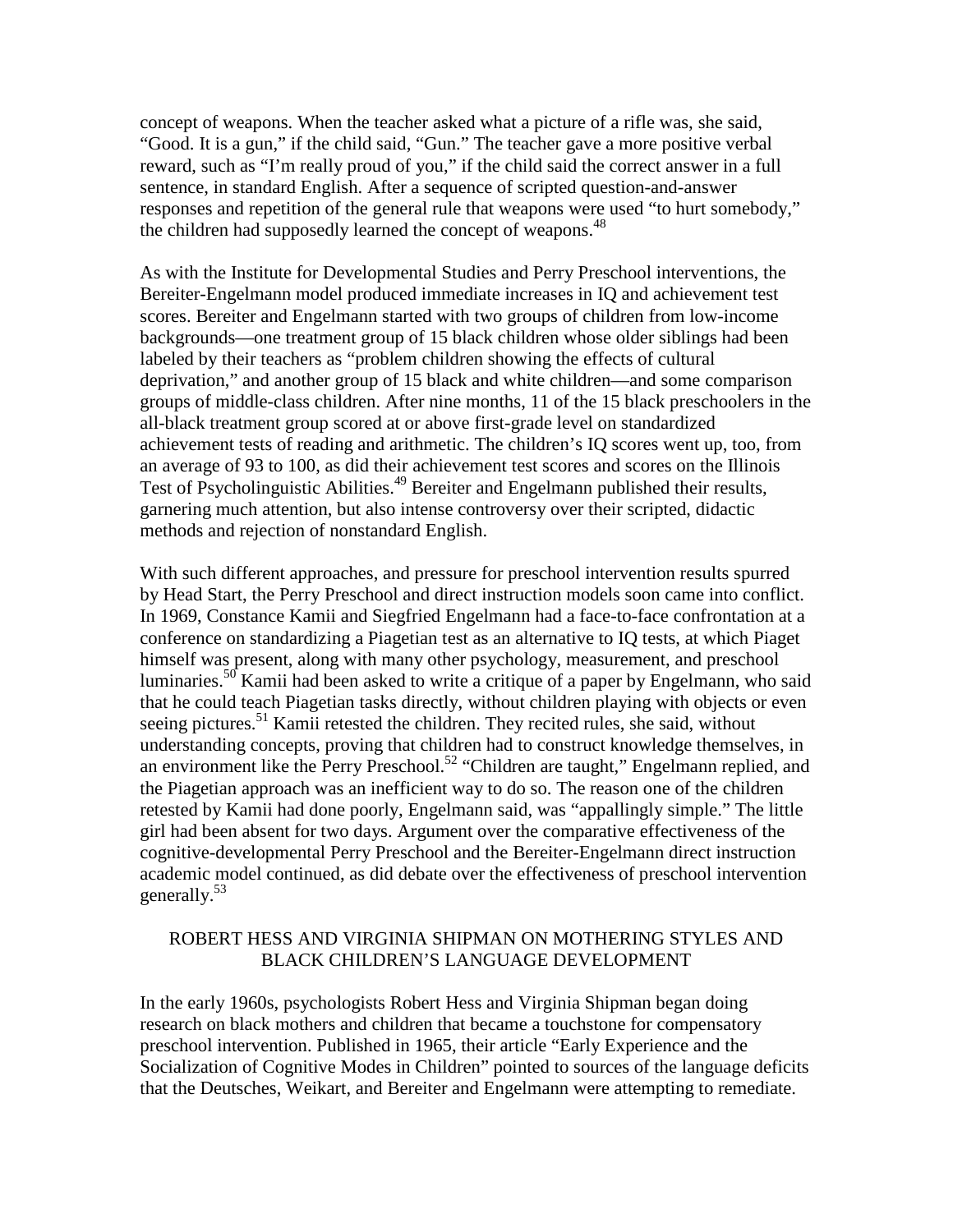concept of weapons. When the teacher asked what a picture of a rifle was, she said, "Good. It is a gun," if the child said, "Gun." The teacher gave a more positive verbal reward, such as "I'm really proud of you," if the child said the correct answer in a full sentence, in standard English. After a sequence of scripted question-and-answer responses and repetition of the general rule that weapons were used "to hurt somebody," the children had supposedly learned the concept of weapons.[48]

As with the Institute for Developmental Studies and Perry Preschool interventions, the Bereiter-Engelmann model produced immediate increases in IQ and achievement test scores. Bereiter and Engelmann started with two groups of children from low-income backgrounds—one treatment group of 15 black children whose older siblings had been labeled by their teachers as "problem children showing the effects of cultural deprivation," and another group of 15 black and white children—and some comparison groups of middle-class children. After nine months, 11 of the 15 black preschoolers in the all-black treatment group scored at or above first-grade level on standardized achievement tests of reading and arithmetic. The children's IQ scores went up, too, from an average of 93 to 100, as did their achievement test scores and scores on the Illinois Test of Psycholinguistic Abilities.[49] Bereiter and Engelmann published their results, garnering much attention, but also intense controversy over their scripted, didactic methods and rejection of nonstandard English.

With such different approaches, and pressure for preschool intervention results spurred by Head Start, the Perry Preschool and direct instruction models soon came into conflict. In 1969, Constance Kamii and Siegfried Engelmann had a face-to-face confrontation at a conference on standardizing a Piagetian test as an alternative to IQ tests, at which Piaget himself was present, along with many other psychology, measurement, and preschool luminaries.[50] Kamii had been asked to write a critique of a paper by Engelmann, who said that he could teach Piagetian tasks directly, without children playing with objects or even seeing pictures.[51] Kamii retested the children. They recited rules, she said, without understanding concepts, proving that children had to construct knowledge themselves, in an environment like the Perry Preschool.[52] "Children are taught," Engelmann replied, and the Piagetian approach was an inefficient way to do so. The reason one of the children retested by Kamii had done poorly, Engelmann said, was "appallingly simple." The little girl had been absent for two days. Argument over the comparative effectiveness of the cognitive-developmental Perry Preschool and the Bereiter-Engelmann direct instruction academic model continued, as did debate over the effectiveness of preschool intervention generally.[53]

## ROBERT HESS AND VIRGINIA SHIPMAN ON MOTHERING STYLES AND BLACK CHILDREN'S LANGUAGE DEVELOPMENT

In the early 1960s, psychologists Robert Hess and Virginia Shipman began doing research on black mothers and children that became a touchstone for compensatory preschool intervention. Published in 1965, their article "Early Experience and the Socialization of Cognitive Modes in Children" pointed to sources of the language deficits that the Deutsches, Weikart, and Bereiter and Engelmann were attempting to remediate.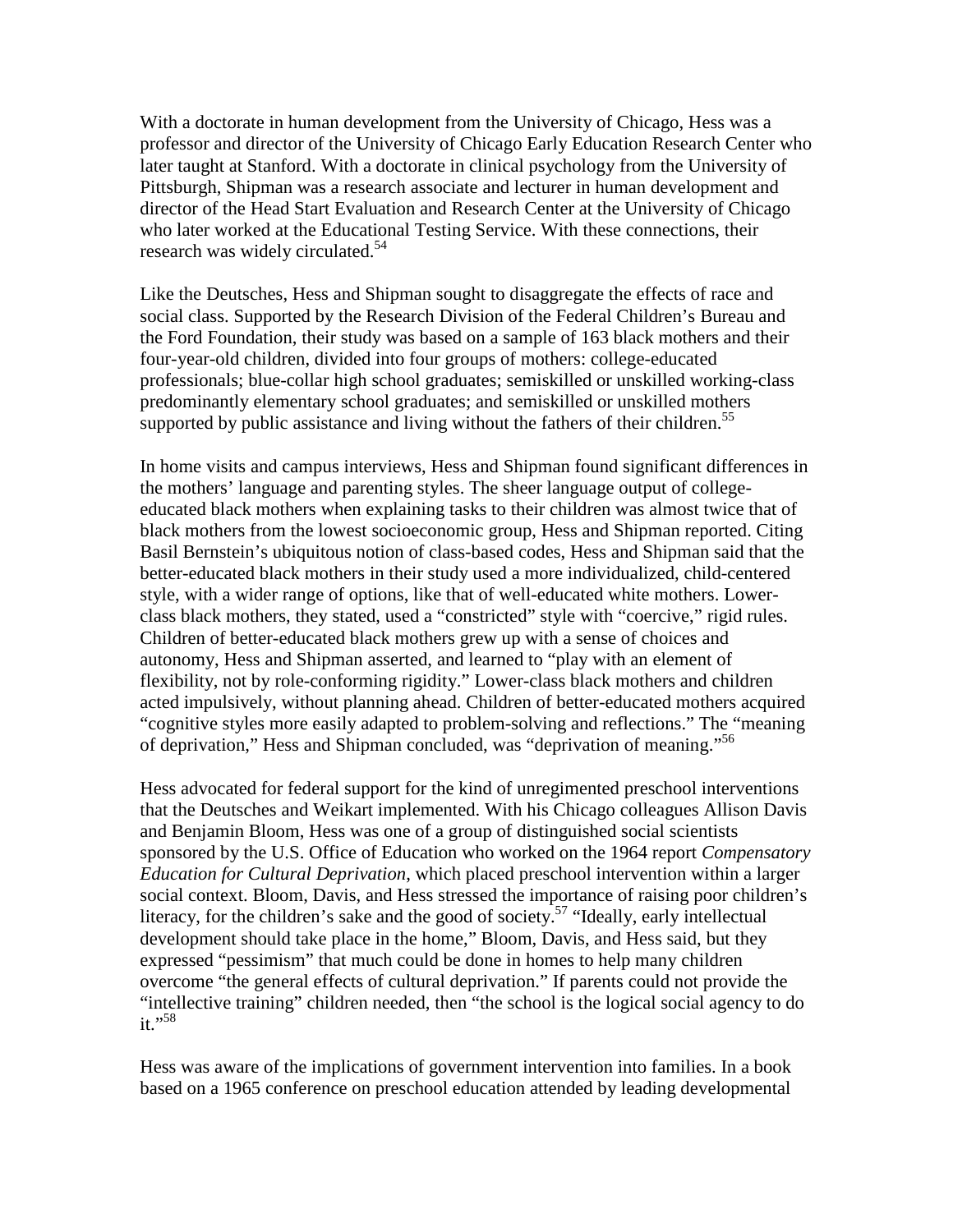With a doctorate in human development from the University of Chicago, Hess was a professor and director of the University of Chicago Early Education Research Center who later taught at Stanford. With a doctorate in clinical psychology from the University of Pittsburgh, Shipman was a research associate and lecturer in human development and director of the Head Start Evaluation and Research Center at the University of Chicago who later worked at the Educational Testing Service. With these connections, their research was widely circulated.[54]

Like the Deutsches, Hess and Shipman sought to disaggregate the effects of race and social class. Supported by the Research Division of the Federal Children's Bureau and the Ford Foundation, their study was based on a sample of 163 black mothers and their four-year-old children, divided into four groups of mothers: college-educated professionals; blue-collar high school graduates; semiskilled or unskilled working-class predominantly elementary school graduates; and semiskilled or unskilled mothers supported by public assistance and living without the fathers of their children.[55]

In home visits and campus interviews, Hess and Shipman found significant differences in the mothers' language and parenting styles. The sheer language output of college-educated black mothers when explaining tasks to their children was almost twice that of black mothers from the lowest socioeconomic group, Hess and Shipman reported. Citing Basil Bernstein's ubiquitous notion of class-based codes, Hess and Shipman said that the better-educated black mothers in their study used a more individualized, child-centered style, with a wider range of options, like that of well-educated white mothers. Lower-class black mothers, they stated, used a "constricted" style with "coercive," rigid rules. Children of better-educated black mothers grew up with a sense of choices and autonomy, Hess and Shipman asserted, and learned to "play with an element of flexibility, not by role-conforming rigidity." Lower-class black mothers and children acted impulsively, without planning ahead. Children of better-educated mothers acquired "cognitive styles more easily adapted to problem-solving and reflections." The "meaning of deprivation," Hess and Shipman concluded, was "deprivation of meaning."[56]

Hess advocated for federal support for the kind of unregimented preschool interventions that the Deutsches and Weikart implemented. With his Chicago colleagues Allison Davis and Benjamin Bloom, Hess was one of a group of distinguished social scientists sponsored by the U.S. Office of Education who worked on the 1964 report *Compensatory Education for Cultural Deprivation*, which placed preschool intervention within a larger social context. Bloom, Davis, and Hess stressed the importance of raising poor children's literacy, for the children's sake and the good of society.[57] "Ideally, early intellectual development should take place in the home," Bloom, Davis, and Hess said, but they expressed "pessimism" that much could be done in homes to help many children overcome "the general effects of cultural deprivation." If parents could not provide the "intellective training" children needed, then "the school is the logical social agency to do it."[58]

Hess was aware of the implications of government intervention into families. In a book based on a 1965 conference on preschool education attended by leading developmental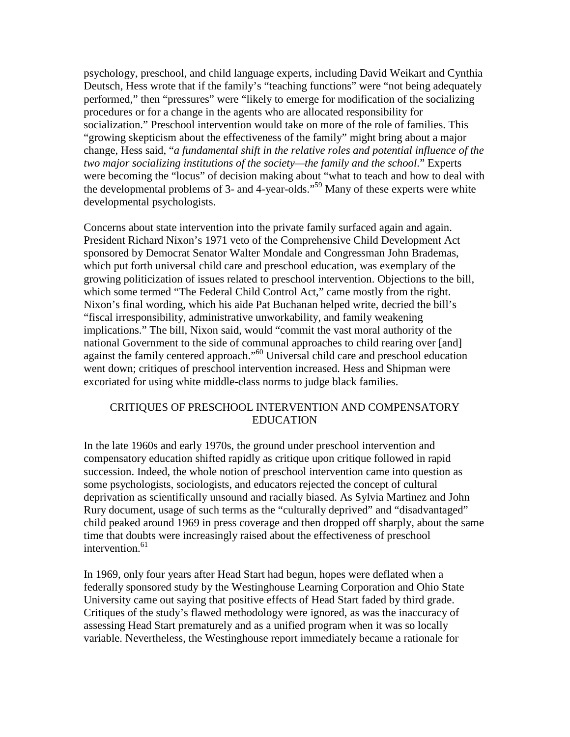psychology, preschool, and child language experts, including David Weikart and Cynthia Deutsch, Hess wrote that if the family's "teaching functions" were "not being adequately performed," then "pressures" were "likely to emerge for modification of the socializing procedures or for a change in the agents who are allocated responsibility for socialization." Preschool intervention would take on more of the role of families. This "growing skepticism about the effectiveness of the family" might bring about a major change, Hess said, "*a fundamental shift in the relative roles and potential influence of the two major socializing institutions of the society—the family and the school*." Experts were becoming the "locus" of decision making about "what to teach and how to deal with the developmental problems of 3- and 4-year-olds."[59] Many of these experts were white developmental psychologists.

Concerns about state intervention into the private family surfaced again and again. President Richard Nixon's 1971 veto of the Comprehensive Child Development Act sponsored by Democrat Senator Walter Mondale and Congressman John Brademas, which put forth universal child care and preschool education, was exemplary of the growing politicization of issues related to preschool intervention. Objections to the bill, which some termed "The Federal Child Control Act," came mostly from the right. Nixon's final wording, which his aide Pat Buchanan helped write, decried the bill's "fiscal irresponsibility, administrative unworkability, and family weakening implications." The bill, Nixon said, would "commit the vast moral authority of the national Government to the side of communal approaches to child rearing over [and] against the family centered approach."[60] Universal child care and preschool education went down; critiques of preschool intervention increased. Hess and Shipman were excoriated for using white middle-class norms to judge black families.

## CRITIQUES OF PRESCHOOL INTERVENTION AND COMPENSATORY EDUCATION

In the late 1960s and early 1970s, the ground under preschool intervention and compensatory education shifted rapidly as critique upon critique followed in rapid succession. Indeed, the whole notion of preschool intervention came into question as some psychologists, sociologists, and educators rejected the concept of cultural deprivation as scientifically unsound and racially biased. As Sylvia Martinez and John Rury document, usage of such terms as the "culturally deprived" and "disadvantaged" child peaked around 1969 in press coverage and then dropped off sharply, about the same time that doubts were increasingly raised about the effectiveness of preschool intervention.[61]

In 1969, only four years after Head Start had begun, hopes were deflated when a federally sponsored study by the Westinghouse Learning Corporation and Ohio State University came out saying that positive effects of Head Start faded by third grade. Critiques of the study's flawed methodology were ignored, as was the inaccuracy of assessing Head Start prematurely and as a unified program when it was so locally variable. Nevertheless, the Westinghouse report immediately became a rationale for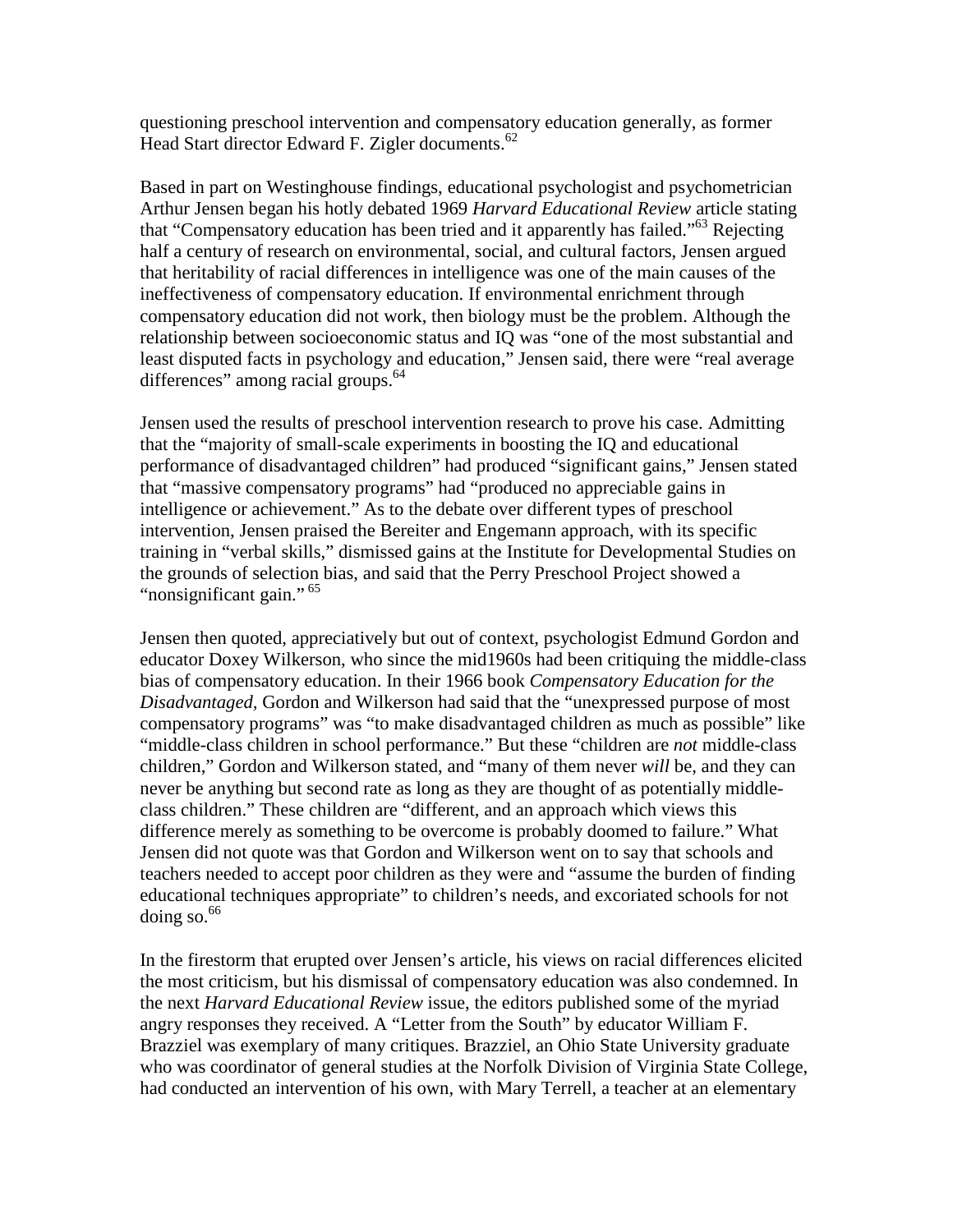questioning preschool intervention and compensatory education generally, as former Head Start director Edward F. Zigler documents.[62]

Based in part on Westinghouse findings, educational psychologist and psychometrician Arthur Jensen began his hotly debated 1969 *Harvard Educational Review* article stating that "Compensatory education has been tried and it apparently has failed."[63] Rejecting half a century of research on environmental, social, and cultural factors, Jensen argued that heritability of racial differences in intelligence was one of the main causes of the ineffectiveness of compensatory education. If environmental enrichment through compensatory education did not work, then biology must be the problem. Although the relationship between socioeconomic status and IQ was "one of the most substantial and least disputed facts in psychology and education," Jensen said, there were "real average differences" among racial groups.[64]

Jensen used the results of preschool intervention research to prove his case. Admitting that the "majority of small-scale experiments in boosting the IQ and educational performance of disadvantaged children" had produced "significant gains," Jensen stated that "massive compensatory programs" had "produced no appreciable gains in intelligence or achievement." As to the debate over different types of preschool intervention, Jensen praised the Bereiter and Engemann approach, with its specific training in "verbal skills," dismissed gains at the Institute for Developmental Studies on the grounds of selection bias, and said that the Perry Preschool Project showed a "nonsignificant gain."[65]

Jensen then quoted, appreciatively but out of context, psychologist Edmund Gordon and educator Doxey Wilkerson, who since the mid1960s had been critiquing the middle-class bias of compensatory education. In their 1966 book *Compensatory Education for the Disadvantaged*, Gordon and Wilkerson had said that the "unexpressed purpose of most compensatory programs" was "to make disadvantaged children as much as possible" like "middle-class children in school performance." But these "children are *not* middle-class children," Gordon and Wilkerson stated, and "many of them never *will* be, and they can never be anything but second rate as long as they are thought of as potentially middle-class children." These children are "different, and an approach which views this difference merely as something to be overcome is probably doomed to failure." What Jensen did not quote was that Gordon and Wilkerson went on to say that schools and teachers needed to accept poor children as they were and "assume the burden of finding educational techniques appropriate" to children's needs, and excoriated schools for not doing so.[66]

In the firestorm that erupted over Jensen's article, his views on racial differences elicited the most criticism, but his dismissal of compensatory education was also condemned. In the next *Harvard Educational Review* issue, the editors published some of the myriad angry responses they received. A "Letter from the South" by educator William F. Brazziel was exemplary of many critiques. Brazziel, an Ohio State University graduate who was coordinator of general studies at the Norfolk Division of Virginia State College, had conducted an intervention of his own, with Mary Terrell, a teacher at an elementary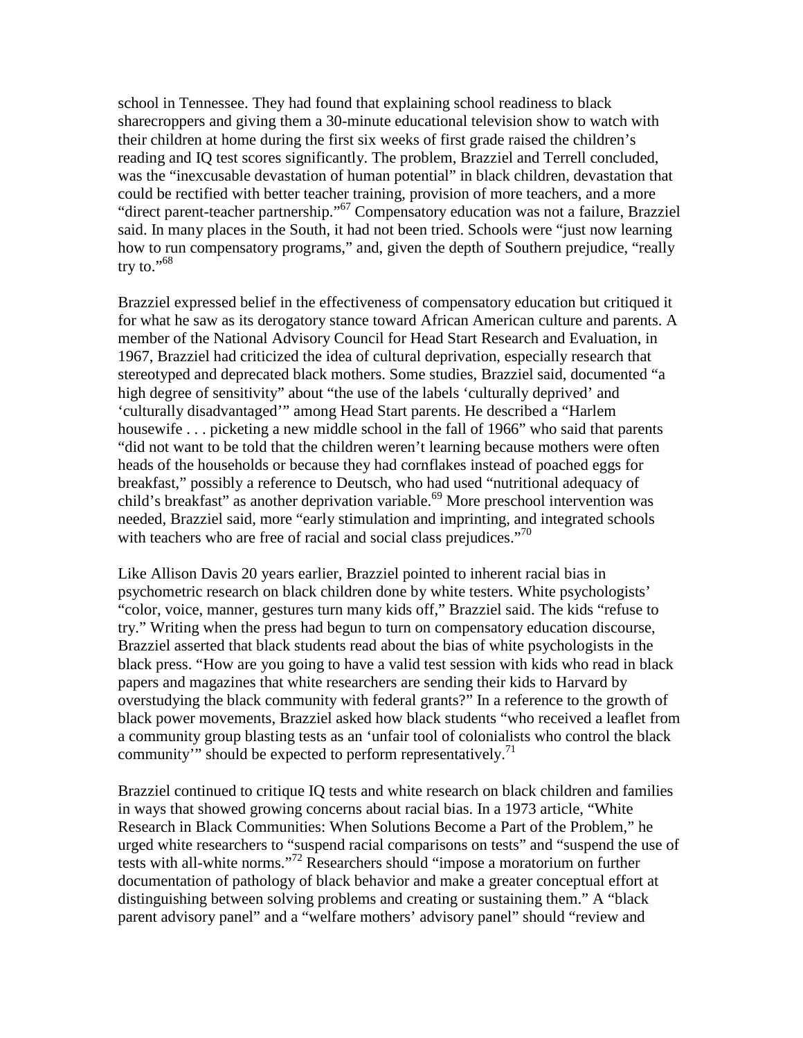school in Tennessee. They had found that explaining school readiness to black sharecroppers and giving them a 30-minute educational television show to watch with their children at home during the first six weeks of first grade raised the children's reading and IQ test scores significantly. The problem, Brazziel and Terrell concluded, was the "inexcusable devastation of human potential" in black children, devastation that could be rectified with better teacher training, provision of more teachers, and a more "direct parent-teacher partnership."[67] Compensatory education was not a failure, Brazziel said. In many places in the South, it had not been tried. Schools were "just now learning how to run compensatory programs," and, given the depth of Southern prejudice, "really try to."[68]

Brazziel expressed belief in the effectiveness of compensatory education but critiqued it for what he saw as its derogatory stance toward African American culture and parents. A member of the National Advisory Council for Head Start Research and Evaluation, in 1967, Brazziel had criticized the idea of cultural deprivation, especially research that stereotyped and deprecated black mothers. Some studies, Brazziel said, documented "a high degree of sensitivity" about "the use of the labels 'culturally deprived' and 'culturally disadvantaged'" among Head Start parents. He described a "Harlem housewife . . . picketing a new middle school in the fall of 1966" who said that parents "did not want to be told that the children weren't learning because mothers were often heads of the households or because they had cornflakes instead of poached eggs for breakfast," possibly a reference to Deutsch, who had used "nutritional adequacy of child's breakfast" as another deprivation variable.[69] More preschool intervention was needed, Brazziel said, more "early stimulation and imprinting, and integrated schools with teachers who are free of racial and social class prejudices."[70]

Like Allison Davis 20 years earlier, Brazziel pointed to inherent racial bias in psychometric research on black children done by white testers. White psychologists' "color, voice, manner, gestures turn many kids off," Brazziel said. The kids "refuse to try." Writing when the press had begun to turn on compensatory education discourse, Brazziel asserted that black students read about the bias of white psychologists in the black press. "How are you going to have a valid test session with kids who read in black papers and magazines that white researchers are sending their kids to Harvard by overstudying the black community with federal grants?" In a reference to the growth of black power movements, Brazziel asked how black students "who received a leaflet from a community group blasting tests as an 'unfair tool of colonialists who control the black community'" should be expected to perform representatively.[71]

Brazziel continued to critique IQ tests and white research on black children and families in ways that showed growing concerns about racial bias. In a 1973 article, "White Research in Black Communities: When Solutions Become a Part of the Problem," he urged white researchers to "suspend racial comparisons on tests" and "suspend the use of tests with all-white norms."[72] Researchers should "impose a moratorium on further documentation of pathology of black behavior and make a greater conceptual effort at distinguishing between solving problems and creating or sustaining them." A "black parent advisory panel" and a "welfare mothers' advisory panel" should "review and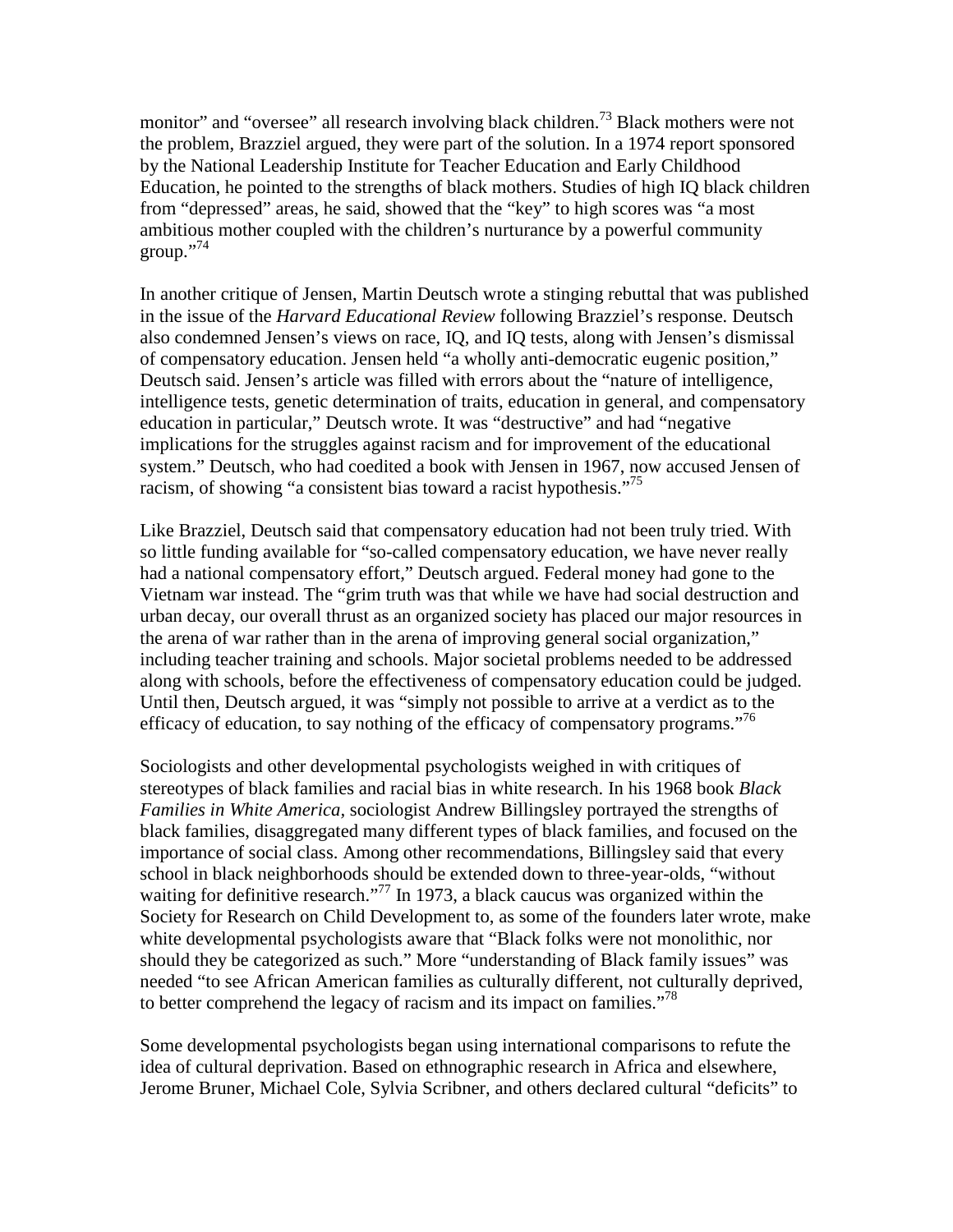monitor" and "oversee" all research involving black children.[73] Black mothers were not the problem, Brazziel argued, they were part of the solution. In a 1974 report sponsored by the National Leadership Institute for Teacher Education and Early Childhood Education, he pointed to the strengths of black mothers. Studies of high IQ black children from "depressed" areas, he said, showed that the "key" to high scores was "a most ambitious mother coupled with the children's nurturance by a powerful community group."[74]

In another critique of Jensen, Martin Deutsch wrote a stinging rebuttal that was published in the issue of the *Harvard Educational Review* following Brazziel's response. Deutsch also condemned Jensen's views on race, IQ, and IQ tests, along with Jensen's dismissal of compensatory education. Jensen held "a wholly anti-democratic eugenic position," Deutsch said. Jensen's article was filled with errors about the "nature of intelligence, intelligence tests, genetic determination of traits, education in general, and compensatory education in particular," Deutsch wrote. It was "destructive" and had "negative implications for the struggles against racism and for improvement of the educational system." Deutsch, who had coedited a book with Jensen in 1967, now accused Jensen of racism, of showing "a consistent bias toward a racist hypothesis."[75]

Like Brazziel, Deutsch said that compensatory education had not been truly tried. With so little funding available for "so-called compensatory education, we have never really had a national compensatory effort," Deutsch argued. Federal money had gone to the Vietnam war instead. The "grim truth was that while we have had social destruction and urban decay, our overall thrust as an organized society has placed our major resources in the arena of war rather than in the arena of improving general social organization," including teacher training and schools. Major societal problems needed to be addressed along with schools, before the effectiveness of compensatory education could be judged. Until then, Deutsch argued, it was "simply not possible to arrive at a verdict as to the efficacy of education, to say nothing of the efficacy of compensatory programs."[76]

Sociologists and other developmental psychologists weighed in with critiques of stereotypes of black families and racial bias in white research. In his 1968 book *Black Families in White America*, sociologist Andrew Billingsley portrayed the strengths of black families, disaggregated many different types of black families, and focused on the importance of social class. Among other recommendations, Billingsley said that every school in black neighborhoods should be extended down to three-year-olds, "without waiting for definitive research."[77] In 1973, a black caucus was organized within the Society for Research on Child Development to, as some of the founders later wrote, make white developmental psychologists aware that "Black folks were not monolithic, nor should they be categorized as such." More "understanding of Black family issues" was needed "to see African American families as culturally different, not culturally deprived, to better comprehend the legacy of racism and its impact on families."[78]

Some developmental psychologists began using international comparisons to refute the idea of cultural deprivation. Based on ethnographic research in Africa and elsewhere, Jerome Bruner, Michael Cole, Sylvia Scribner, and others declared cultural "deficits" to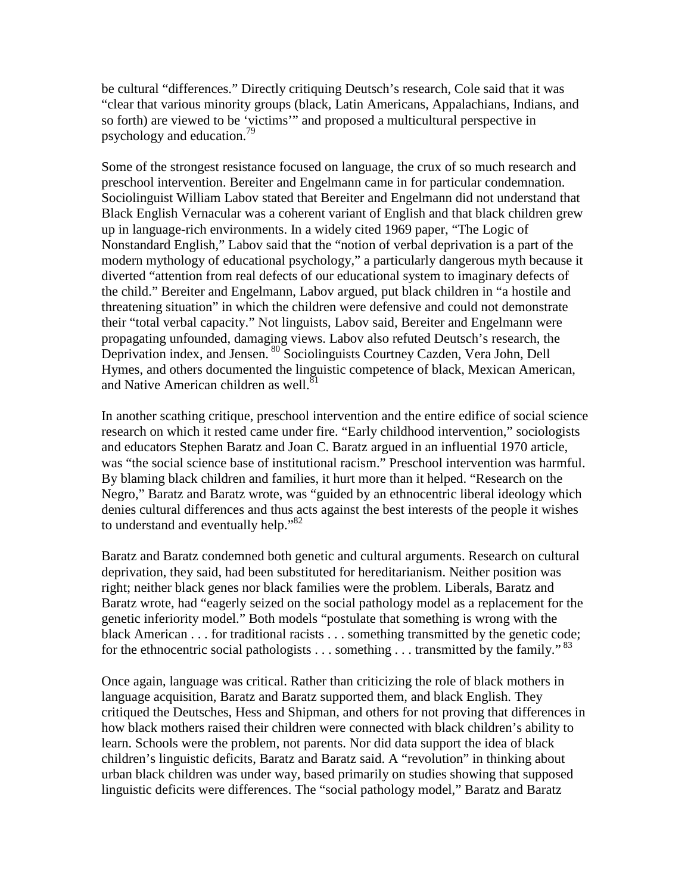be cultural "differences." Directly critiquing Deutsch's research, Cole said that it was "clear that various minority groups (black, Latin Americans, Appalachians, Indians, and so forth) are viewed to be 'victims'" and proposed a multicultural perspective in psychology and education.[79]

Some of the strongest resistance focused on language, the crux of so much research and preschool intervention. Bereiter and Engelmann came in for particular condemnation. Sociolinguist William Labov stated that Bereiter and Engelmann did not understand that Black English Vernacular was a coherent variant of English and that black children grew up in language-rich environments. In a widely cited 1969 paper, "The Logic of Nonstandard English," Labov said that the "notion of verbal deprivation is a part of the modern mythology of educational psychology," a particularly dangerous myth because it diverted "attention from real defects of our educational system to imaginary defects of the child." Bereiter and Engelmann, Labov argued, put black children in "a hostile and threatening situation" in which the children were defensive and could not demonstrate their "total verbal capacity." Not linguists, Labov said, Bereiter and Engelmann were propagating unfounded, damaging views. Labov also refuted Deutsch's research, the Deprivation index, and Jensen.[80] Sociolinguists Courtney Cazden, Vera John, Dell Hymes, and others documented the linguistic competence of black, Mexican American, and Native American children as well.[81]

In another scathing critique, preschool intervention and the entire edifice of social science research on which it rested came under fire. "Early childhood intervention," sociologists and educators Stephen Baratz and Joan C. Baratz argued in an influential 1970 article, was "the social science base of institutional racism." Preschool intervention was harmful. By blaming black children and families, it hurt more than it helped. "Research on the Negro," Baratz and Baratz wrote, was "guided by an ethnocentric liberal ideology which denies cultural differences and thus acts against the best interests of the people it wishes to understand and eventually help."[82]

Baratz and Baratz condemned both genetic and cultural arguments. Research on cultural deprivation, they said, had been substituted for hereditarianism. Neither position was right; neither black genes nor black families were the problem. Liberals, Baratz and Baratz wrote, had "eagerly seized on the social pathology model as a replacement for the genetic inferiority model." Both models "postulate that something is wrong with the black American . . . for traditional racists . . . something transmitted by the genetic code; for the ethnocentric social pathologists . . . something . . . transmitted by the family."[83]

Once again, language was critical. Rather than criticizing the role of black mothers in language acquisition, Baratz and Baratz supported them, and black English. They critiqued the Deutsches, Hess and Shipman, and others for not proving that differences in how black mothers raised their children were connected with black children's ability to learn. Schools were the problem, not parents. Nor did data support the idea of black children's linguistic deficits, Baratz and Baratz said. A "revolution" in thinking about urban black children was under way, based primarily on studies showing that supposed linguistic deficits were differences. The "social pathology model," Baratz and Baratz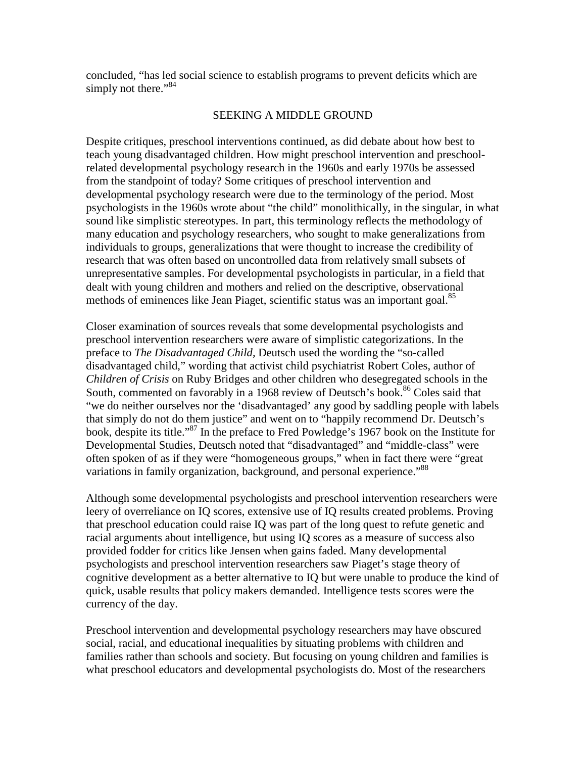concluded, "has led social science to establish programs to prevent deficits which are simply not there."[84]

## SEEKING A MIDDLE GROUND

Despite critiques, preschool interventions continued, as did debate about how best to teach young disadvantaged children. How might preschool intervention and preschool-related developmental psychology research in the 1960s and early 1970s be assessed from the standpoint of today? Some critiques of preschool intervention and developmental psychology research were due to the terminology of the period. Most psychologists in the 1960s wrote about "the child" monolithically, in the singular, in what sound like simplistic stereotypes. In part, this terminology reflects the methodology of many education and psychology researchers, who sought to make generalizations from individuals to groups, generalizations that were thought to increase the credibility of research that was often based on uncontrolled data from relatively small subsets of unrepresentative samples. For developmental psychologists in particular, in a field that dealt with young children and mothers and relied on the descriptive, observational methods of eminences like Jean Piaget, scientific status was an important goal.[85]

Closer examination of sources reveals that some developmental psychologists and preschool intervention researchers were aware of simplistic categorizations. In the preface to *The Disadvantaged Child*, Deutsch used the wording the "so-called disadvantaged child," wording that activist child psychiatrist Robert Coles, author of *Children of Crisis* on Ruby Bridges and other children who desegregated schools in the South, commented on favorably in a 1968 review of Deutsch's book.[86] Coles said that "we do neither ourselves nor the 'disadvantaged' any good by saddling people with labels that simply do not do them justice" and went on to "happily recommend Dr. Deutsch's book, despite its title."[87] In the preface to Fred Powledge's 1967 book on the Institute for Developmental Studies, Deutsch noted that "disadvantaged" and "middle-class" were often spoken of as if they were "homogeneous groups," when in fact there were "great variations in family organization, background, and personal experience."[88]

Although some developmental psychologists and preschool intervention researchers were leery of overreliance on IQ scores, extensive use of IQ results created problems. Proving that preschool education could raise IQ was part of the long quest to refute genetic and racial arguments about intelligence, but using IQ scores as a measure of success also provided fodder for critics like Jensen when gains faded. Many developmental psychologists and preschool intervention researchers saw Piaget's stage theory of cognitive development as a better alternative to IQ but were unable to produce the kind of quick, usable results that policy makers demanded. Intelligence tests scores were the currency of the day.

Preschool intervention and developmental psychology researchers may have obscured social, racial, and educational inequalities by situating problems with children and families rather than schools and society. But focusing on young children and families is what preschool educators and developmental psychologists do. Most of the researchers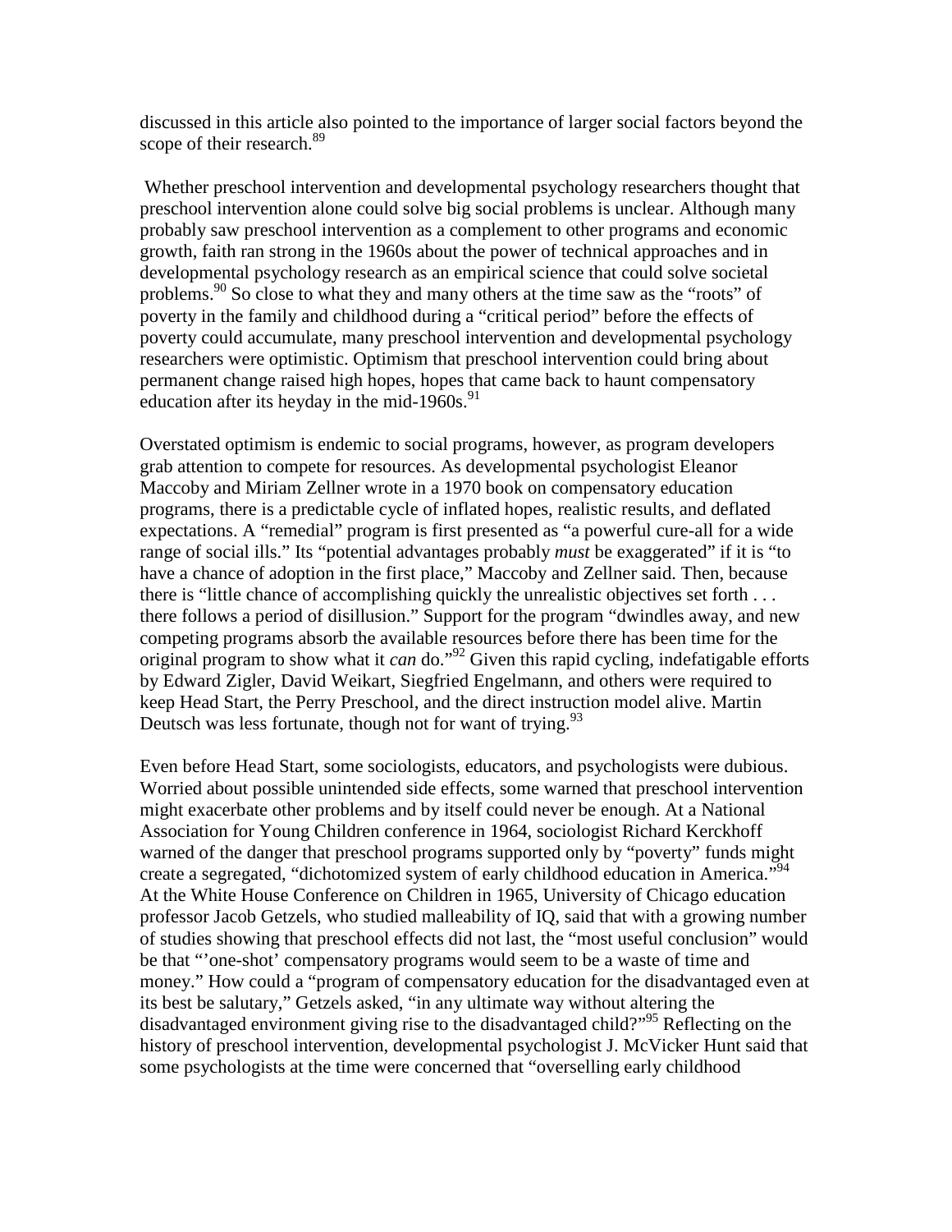discussed in this article also pointed to the importance of larger social factors beyond the scope of their research.[89]

Whether preschool intervention and developmental psychology researchers thought that preschool intervention alone could solve big social problems is unclear. Although many probably saw preschool intervention as a complement to other programs and economic growth, faith ran strong in the 1960s about the power of technical approaches and in developmental psychology research as an empirical science that could solve societal problems.[90] So close to what they and many others at the time saw as the "roots" of poverty in the family and childhood during a "critical period" before the effects of poverty could accumulate, many preschool intervention and developmental psychology researchers were optimistic. Optimism that preschool intervention could bring about permanent change raised high hopes, hopes that came back to haunt compensatory education after its heyday in the mid-1960s.[91]

Overstated optimism is endemic to social programs, however, as program developers grab attention to compete for resources. As developmental psychologist Eleanor Maccoby and Miriam Zellner wrote in a 1970 book on compensatory education programs, there is a predictable cycle of inflated hopes, realistic results, and deflated expectations. A "remedial" program is first presented as "a powerful cure-all for a wide range of social ills." Its "potential advantages probably *must* be exaggerated" if it is "to have a chance of adoption in the first place," Maccoby and Zellner said. Then, because there is "little chance of accomplishing quickly the unrealistic objectives set forth . . . there follows a period of disillusion." Support for the program "dwindles away, and new competing programs absorb the available resources before there has been time for the original program to show what it *can* do."[92] Given this rapid cycling, indefatigable efforts by Edward Zigler, David Weikart, Siegfried Engelmann, and others were required to keep Head Start, the Perry Preschool, and the direct instruction model alive. Martin Deutsch was less fortunate, though not for want of trying.[93]

Even before Head Start, some sociologists, educators, and psychologists were dubious. Worried about possible unintended side effects, some warned that preschool intervention might exacerbate other problems and by itself could never be enough. At a National Association for Young Children conference in 1964, sociologist Richard Kerckhoff warned of the danger that preschool programs supported only by "poverty" funds might create a segregated, "dichotomized system of early childhood education in America."[94] At the White House Conference on Children in 1965, University of Chicago education professor Jacob Getzels, who studied malleability of IQ, said that with a growing number of studies showing that preschool effects did not last, the "most useful conclusion" would be that "'one-shot' compensatory programs would seem to be a waste of time and money." How could a "program of compensatory education for the disadvantaged even at its best be salutary," Getzels asked, "in any ultimate way without altering the disadvantaged environment giving rise to the disadvantaged child?"[95] Reflecting on the history of preschool intervention, developmental psychologist J. McVicker Hunt said that some psychologists at the time were concerned that "overselling early childhood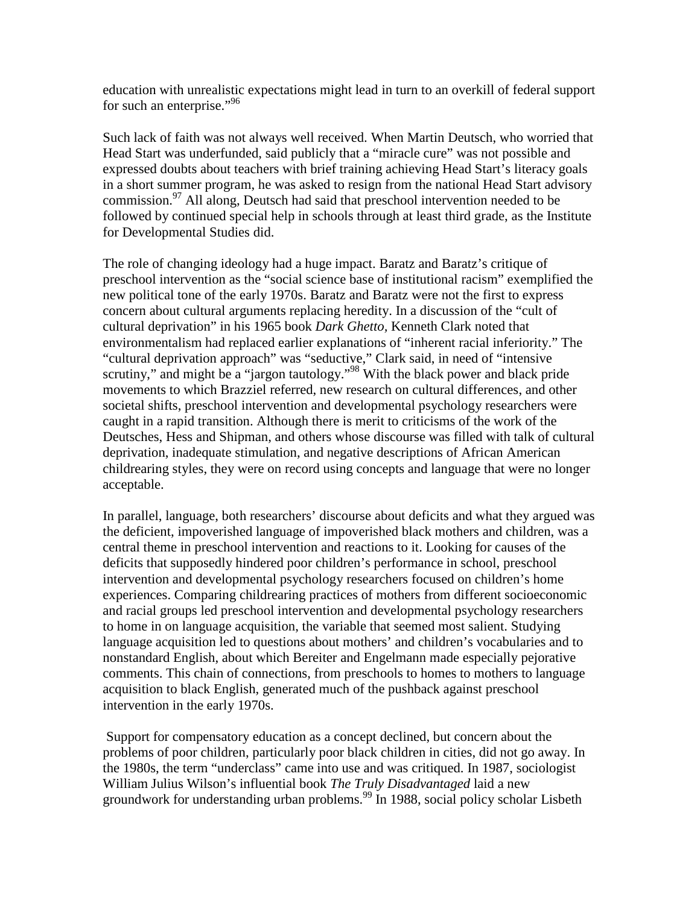education with unrealistic expectations might lead in turn to an overkill of federal support for such an enterprise."[96]

Such lack of faith was not always well received. When Martin Deutsch, who worried that Head Start was underfunded, said publicly that a "miracle cure" was not possible and expressed doubts about teachers with brief training achieving Head Start's literacy goals in a short summer program, he was asked to resign from the national Head Start advisory commission.[97] All along, Deutsch had said that preschool intervention needed to be followed by continued special help in schools through at least third grade, as the Institute for Developmental Studies did.

The role of changing ideology had a huge impact. Baratz and Baratz's critique of preschool intervention as the "social science base of institutional racism" exemplified the new political tone of the early 1970s. Baratz and Baratz were not the first to express concern about cultural arguments replacing heredity. In a discussion of the "cult of cultural deprivation" in his 1965 book *Dark Ghetto*, Kenneth Clark noted that environmentalism had replaced earlier explanations of "inherent racial inferiority." The "cultural deprivation approach" was "seductive," Clark said, in need of "intensive scrutiny," and might be a "jargon tautology."[98] With the black power and black pride movements to which Brazziel referred, new research on cultural differences, and other societal shifts, preschool intervention and developmental psychology researchers were caught in a rapid transition. Although there is merit to criticisms of the work of the Deutsches, Hess and Shipman, and others whose discourse was filled with talk of cultural deprivation, inadequate stimulation, and negative descriptions of African American childrearing styles, they were on record using concepts and language that were no longer acceptable.

In parallel, language, both researchers' discourse about deficits and what they argued was the deficient, impoverished language of impoverished black mothers and children, was a central theme in preschool intervention and reactions to it. Looking for causes of the deficits that supposedly hindered poor children's performance in school, preschool intervention and developmental psychology researchers focused on children's home experiences. Comparing childrearing practices of mothers from different socioeconomic and racial groups led preschool intervention and developmental psychology researchers to home in on language acquisition, the variable that seemed most salient. Studying language acquisition led to questions about mothers' and children's vocabularies and to nonstandard English, about which Bereiter and Engelmann made especially pejorative comments. This chain of connections, from preschools to homes to mothers to language acquisition to black English, generated much of the pushback against preschool intervention in the early 1970s.

Support for compensatory education as a concept declined, but concern about the problems of poor children, particularly poor black children in cities, did not go away. In the 1980s, the term "underclass" came into use and was critiqued. In 1987, sociologist William Julius Wilson's influential book *The Truly Disadvantaged* laid a new groundwork for understanding urban problems.[99] In 1988, social policy scholar Lisbeth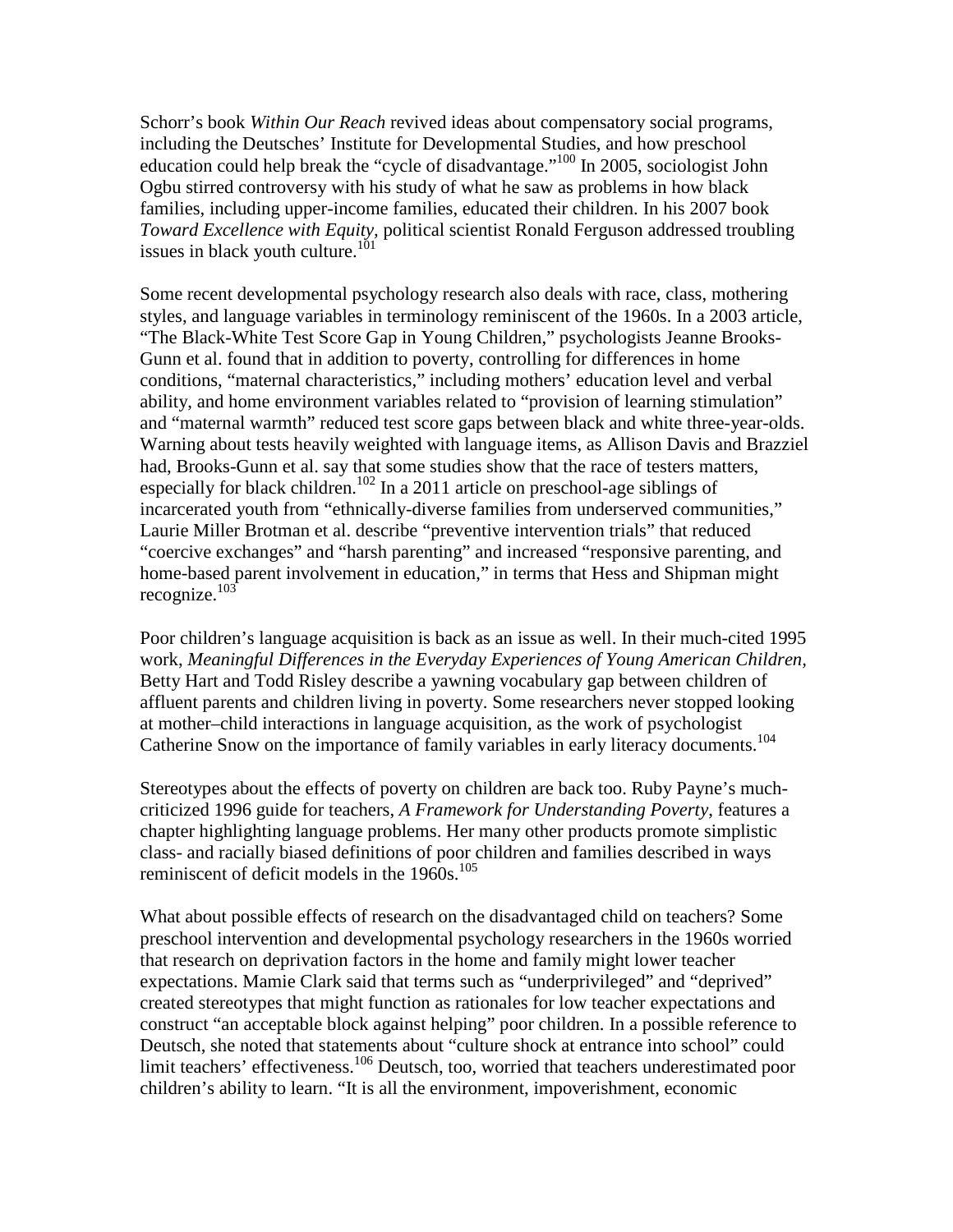Schorr's book *Within Our Reach* revived ideas about compensatory social programs, including the Deutsches' Institute for Developmental Studies, and how preschool education could help break the "cycle of disadvantage."[100] In 2005, sociologist John Ogbu stirred controversy with his study of what he saw as problems in how black families, including upper-income families, educated their children. In his 2007 book *Toward Excellence with Equity*, political scientist Ronald Ferguson addressed troubling issues in black youth culture.[101]

Some recent developmental psychology research also deals with race, class, mothering styles, and language variables in terminology reminiscent of the 1960s. In a 2003 article, "The Black-White Test Score Gap in Young Children," psychologists Jeanne Brooks-Gunn et al. found that in addition to poverty, controlling for differences in home conditions, "maternal characteristics," including mothers' education level and verbal ability, and home environment variables related to "provision of learning stimulation" and "maternal warmth" reduced test score gaps between black and white three-year-olds. Warning about tests heavily weighted with language items, as Allison Davis and Brazziel had, Brooks-Gunn et al. say that some studies show that the race of testers matters, especially for black children.[102] In a 2011 article on preschool-age siblings of incarcerated youth from "ethnically-diverse families from underserved communities," Laurie Miller Brotman et al. describe "preventive intervention trials" that reduced "coercive exchanges" and "harsh parenting" and increased "responsive parenting, and home-based parent involvement in education," in terms that Hess and Shipman might recognize.[103]

Poor children's language acquisition is back as an issue as well. In their much-cited 1995 work, *Meaningful Differences in the Everyday Experiences of Young American Children*, Betty Hart and Todd Risley describe a yawning vocabulary gap between children of affluent parents and children living in poverty. Some researchers never stopped looking at mother–child interactions in language acquisition, as the work of psychologist Catherine Snow on the importance of family variables in early literacy documents.[104]

Stereotypes about the effects of poverty on children are back too. Ruby Payne's much-criticized 1996 guide for teachers, *A Framework for Understanding Poverty*, features a chapter highlighting language problems. Her many other products promote simplistic class- and racially biased definitions of poor children and families described in ways reminiscent of deficit models in the 1960s.[105]

What about possible effects of research on the disadvantaged child on teachers? Some preschool intervention and developmental psychology researchers in the 1960s worried that research on deprivation factors in the home and family might lower teacher expectations. Mamie Clark said that terms such as "underprivileged" and "deprived" created stereotypes that might function as rationales for low teacher expectations and construct "an acceptable block against helping" poor children. In a possible reference to Deutsch, she noted that statements about "culture shock at entrance into school" could limit teachers' effectiveness.[106] Deutsch, too, worried that teachers underestimated poor children's ability to learn. "It is all the environment, impoverishment, economic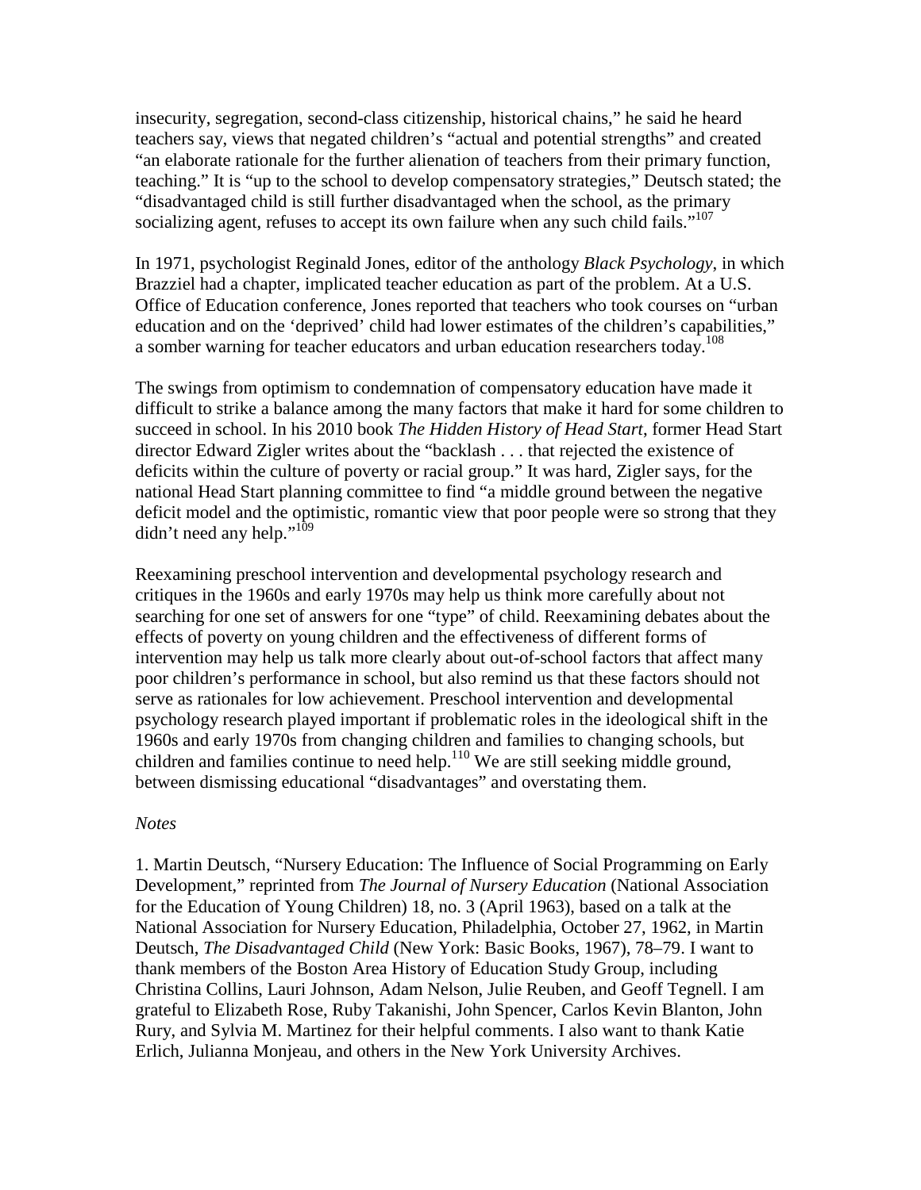insecurity, segregation, second-class citizenship, historical chains," he said he heard teachers say, views that negated children's "actual and potential strengths" and created "an elaborate rationale for the further alienation of teachers from their primary function, teaching." It is "up to the school to develop compensatory strategies," Deutsch stated; the "disadvantaged child is still further disadvantaged when the school, as the primary socializing agent, refuses to accept its own failure when any such child fails."[107]

In 1971, psychologist Reginald Jones, editor of the anthology *Black Psychology*, in which Brazziel had a chapter, implicated teacher education as part of the problem. At a U.S. Office of Education conference, Jones reported that teachers who took courses on "urban education and on the 'deprived' child had lower estimates of the children's capabilities," a somber warning for teacher educators and urban education researchers today.[108]

The swings from optimism to condemnation of compensatory education have made it difficult to strike a balance among the many factors that make it hard for some children to succeed in school. In his 2010 book *The Hidden History of Head Start*, former Head Start director Edward Zigler writes about the "backlash . . . that rejected the existence of deficits within the culture of poverty or racial group." It was hard, Zigler says, for the national Head Start planning committee to find "a middle ground between the negative deficit model and the optimistic, romantic view that poor people were so strong that they didn't need any help."[109]

Reexamining preschool intervention and developmental psychology research and critiques in the 1960s and early 1970s may help us think more carefully about not searching for one set of answers for one "type" of child. Reexamining debates about the effects of poverty on young children and the effectiveness of different forms of intervention may help us talk more clearly about out-of-school factors that affect many poor children's performance in school, but also remind us that these factors should not serve as rationales for low achievement. Preschool intervention and developmental psychology research played important if problematic roles in the ideological shift in the 1960s and early 1970s from changing children and families to changing schools, but children and families continue to need help.[110] We are still seeking middle ground, between dismissing educational "disadvantages" and overstating them.

*Notes*

1. Martin Deutsch, "Nursery Education: The Influence of Social Programming on Early Development," reprinted from *The Journal of Nursery Education* (National Association for the Education of Young Children) 18, no. 3 (April 1963), based on a talk at the National Association for Nursery Education, Philadelphia, October 27, 1962, in Martin Deutsch, *The Disadvantaged Child* (New York: Basic Books, 1967), 78–79. I want to thank members of the Boston Area History of Education Study Group, including Christina Collins, Lauri Johnson, Adam Nelson, Julie Reuben, and Geoff Tegnell. I am grateful to Elizabeth Rose, Ruby Takanishi, John Spencer, Carlos Kevin Blanton, John Rury, and Sylvia M. Martinez for their helpful comments. I also want to thank Katie Erlich, Julianna Monjeau, and others in the New York University Archives.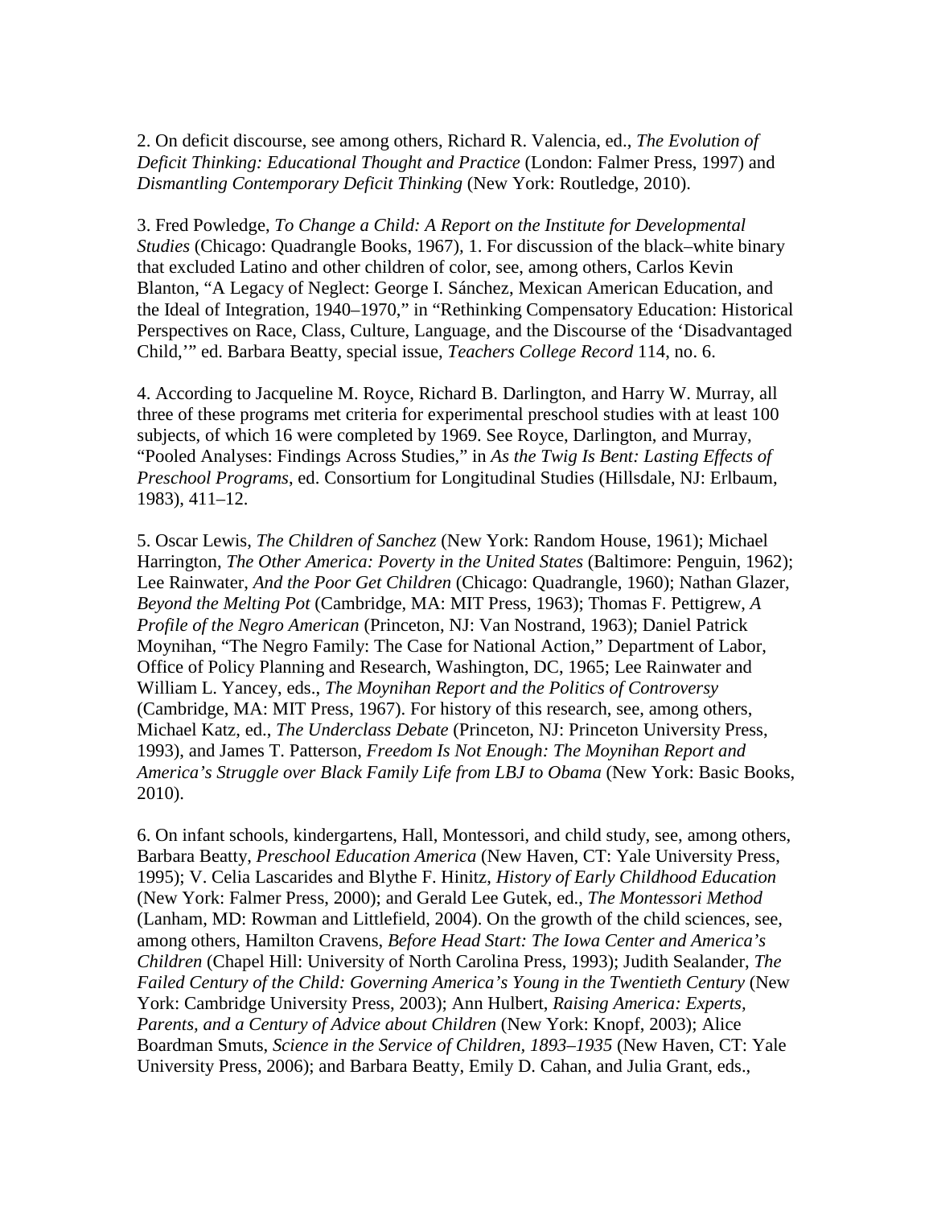2. On deficit discourse, see among others, Richard R. Valencia, ed., *The Evolution of Deficit Thinking: Educational Thought and Practice* (London: Falmer Press, 1997) and *Dismantling Contemporary Deficit Thinking* (New York: Routledge, 2010).

3. Fred Powledge, *To Change a Child: A Report on the Institute for Developmental Studies* (Chicago: Quadrangle Books, 1967), 1. For discussion of the black–white binary that excluded Latino and other children of color, see, among others, Carlos Kevin Blanton, "A Legacy of Neglect: George I. Sánchez, Mexican American Education, and the Ideal of Integration, 1940–1970," in "Rethinking Compensatory Education: Historical Perspectives on Race, Class, Culture, Language, and the Discourse of the 'Disadvantaged Child,'" ed. Barbara Beatty, special issue, *Teachers College Record* 114, no. 6.

4. According to Jacqueline M. Royce, Richard B. Darlington, and Harry W. Murray, all three of these programs met criteria for experimental preschool studies with at least 100 subjects, of which 16 were completed by 1969. See Royce, Darlington, and Murray, "Pooled Analyses: Findings Across Studies," in *As the Twig Is Bent: Lasting Effects of Preschool Programs*, ed. Consortium for Longitudinal Studies (Hillsdale, NJ: Erlbaum, 1983), 411–12.

5. Oscar Lewis, *The Children of Sanchez* (New York: Random House, 1961); Michael Harrington, *The Other America: Poverty in the United States* (Baltimore: Penguin, 1962); Lee Rainwater, *And the Poor Get Children* (Chicago: Quadrangle, 1960); Nathan Glazer, *Beyond the Melting Pot* (Cambridge, MA: MIT Press, 1963); Thomas F. Pettigrew, *A Profile of the Negro American* (Princeton, NJ: Van Nostrand, 1963); Daniel Patrick Moynihan, "The Negro Family: The Case for National Action," Department of Labor, Office of Policy Planning and Research, Washington, DC, 1965; Lee Rainwater and William L. Yancey, eds., *The Moynihan Report and the Politics of Controversy* (Cambridge, MA: MIT Press, 1967). For history of this research, see, among others, Michael Katz, ed., *The Underclass Debate* (Princeton, NJ: Princeton University Press, 1993), and James T. Patterson, *Freedom Is Not Enough: The Moynihan Report and America's Struggle over Black Family Life from LBJ to Obama* (New York: Basic Books, 2010).

6. On infant schools, kindergartens, Hall, Montessori, and child study, see, among others, Barbara Beatty, *Preschool Education America* (New Haven, CT: Yale University Press, 1995); V. Celia Lascarides and Blythe F. Hinitz, *History of Early Childhood Education* (New York: Falmer Press, 2000); and Gerald Lee Gutek, ed., *The Montessori Method* (Lanham, MD: Rowman and Littlefield, 2004). On the growth of the child sciences, see, among others, Hamilton Cravens, *Before Head Start: The Iowa Center and America's Children* (Chapel Hill: University of North Carolina Press, 1993); Judith Sealander, *The Failed Century of the Child: Governing America's Young in the Twentieth Century* (New York: Cambridge University Press, 2003); Ann Hulbert, *Raising America: Experts, Parents, and a Century of Advice about Children* (New York: Knopf, 2003); Alice Boardman Smuts, *Science in the Service of Children, 1893–1935* (New Haven, CT: Yale University Press, 2006); and Barbara Beatty, Emily D. Cahan, and Julia Grant, eds.,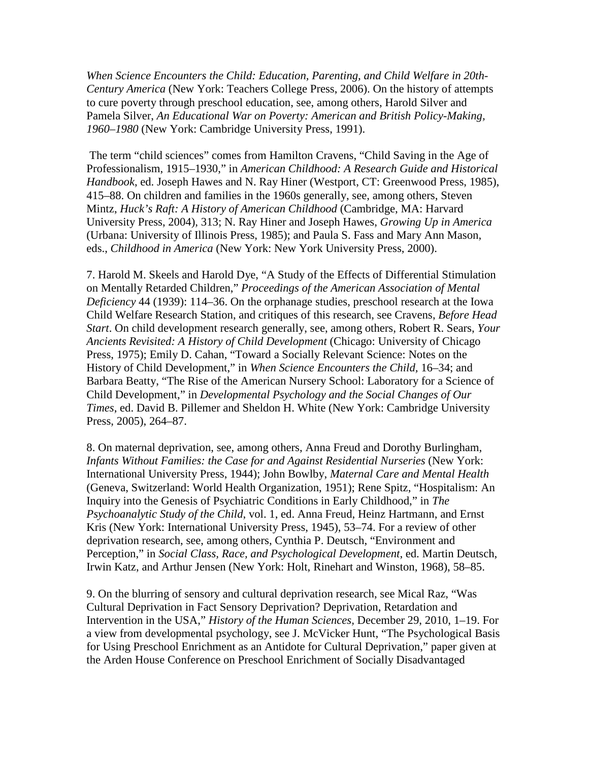*When Science Encounters the Child: Education, Parenting, and Child Welfare in 20th-Century America* (New York: Teachers College Press, 2006). On the history of attempts to cure poverty through preschool education, see, among others, Harold Silver and Pamela Silver, *An Educational War on Poverty: American and British Policy-Making, 1960–1980* (New York: Cambridge University Press, 1991).

The term "child sciences" comes from Hamilton Cravens, "Child Saving in the Age of Professionalism, 1915–1930," in *American Childhood: A Research Guide and Historical Handbook*, ed. Joseph Hawes and N. Ray Hiner (Westport, CT: Greenwood Press, 1985), 415–88. On children and families in the 1960s generally, see, among others, Steven Mintz, *Huck's Raft: A History of American Childhood* (Cambridge, MA: Harvard University Press, 2004), 313; N. Ray Hiner and Joseph Hawes, *Growing Up in America* (Urbana: University of Illinois Press, 1985); and Paula S. Fass and Mary Ann Mason, eds., *Childhood in America* (New York: New York University Press, 2000).

7. Harold M. Skeels and Harold Dye, "A Study of the Effects of Differential Stimulation on Mentally Retarded Children," *Proceedings of the American Association of Mental Deficiency* 44 (1939): 114–36. On the orphanage studies, preschool research at the Iowa Child Welfare Research Station, and critiques of this research, see Cravens, *Before Head Start*. On child development research generally, see, among others, Robert R. Sears, *Your Ancients Revisited: A History of Child Development* (Chicago: University of Chicago Press, 1975); Emily D. Cahan, "Toward a Socially Relevant Science: Notes on the History of Child Development," in *When Science Encounters the Child*, 16–34; and Barbara Beatty, "The Rise of the American Nursery School: Laboratory for a Science of Child Development," in *Developmental Psychology and the Social Changes of Our Times*, ed. David B. Pillemer and Sheldon H. White (New York: Cambridge University Press, 2005), 264–87.

8. On maternal deprivation, see, among others, Anna Freud and Dorothy Burlingham, *Infants Without Families: the Case for and Against Residential Nurseries* (New York: International University Press, 1944); John Bowlby, *Maternal Care and Mental Health* (Geneva, Switzerland: World Health Organization, 1951); Rene Spitz, "Hospitalism: An Inquiry into the Genesis of Psychiatric Conditions in Early Childhood," in *The Psychoanalytic Study of the Child*, vol. 1, ed. Anna Freud, Heinz Hartmann, and Ernst Kris (New York: International University Press, 1945), 53–74. For a review of other deprivation research, see, among others, Cynthia P. Deutsch, "Environment and Perception," in *Social Class, Race, and Psychological Development*, ed. Martin Deutsch, Irwin Katz, and Arthur Jensen (New York: Holt, Rinehart and Winston, 1968), 58–85.

9. On the blurring of sensory and cultural deprivation research, see Mical Raz, "Was Cultural Deprivation in Fact Sensory Deprivation? Deprivation, Retardation and Intervention in the USA," *History of the Human Sciences,* December 29, 2010, 1–19. For a view from developmental psychology, see J. McVicker Hunt, "The Psychological Basis for Using Preschool Enrichment as an Antidote for Cultural Deprivation," paper given at the Arden House Conference on Preschool Enrichment of Socially Disadvantaged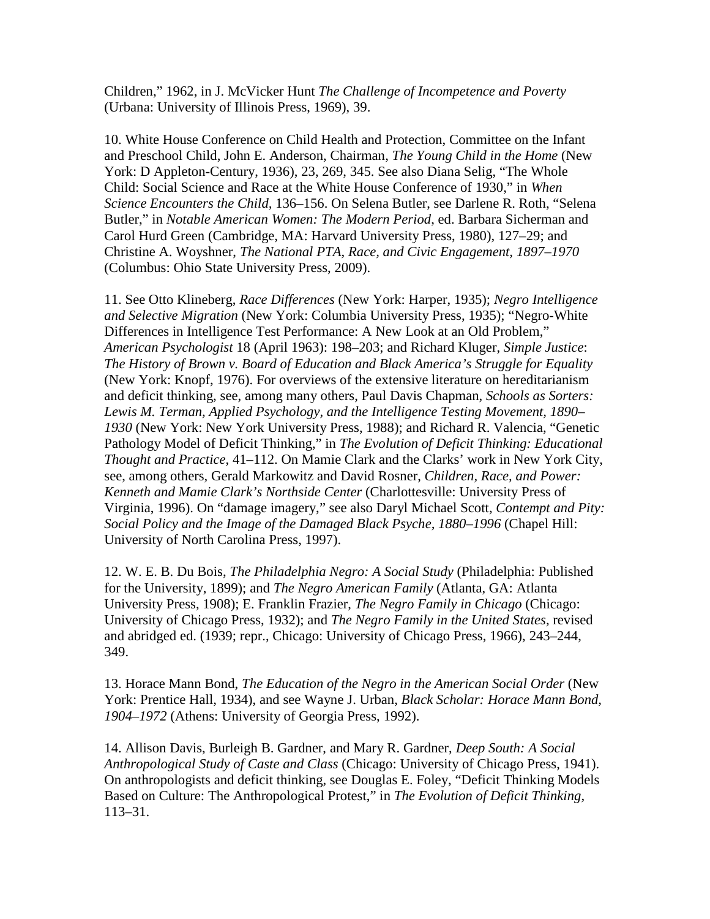Children," 1962, in J. McVicker Hunt *The Challenge of Incompetence and Poverty* (Urbana: University of Illinois Press, 1969), 39.

10. White House Conference on Child Health and Protection, Committee on the Infant and Preschool Child, John E. Anderson, Chairman, *The Young Child in the Home* (New York: D Appleton-Century, 1936), 23, 269, 345. See also Diana Selig, "The Whole Child: Social Science and Race at the White House Conference of 1930," in *When Science Encounters the Child*, 136–156. On Selena Butler, see Darlene R. Roth, "Selena Butler," in *Notable American Women: The Modern Period*, ed. Barbara Sicherman and Carol Hurd Green (Cambridge, MA: Harvard University Press, 1980), 127–29; and Christine A. Woyshner, *The National PTA, Race, and Civic Engagement, 1897–1970* (Columbus: Ohio State University Press, 2009).

11. See Otto Klineberg, *Race Differences* (New York: Harper, 1935); *Negro Intelligence and Selective Migration* (New York: Columbia University Press, 1935); "Negro-White Differences in Intelligence Test Performance: A New Look at an Old Problem," *American Psychologist* 18 (April 1963): 198–203; and Richard Kluger, *Simple Justice*: *The History of Brown v. Board of Education and Black America's Struggle for Equality* (New York: Knopf, 1976). For overviews of the extensive literature on hereditarianism and deficit thinking, see, among many others, Paul Davis Chapman, *Schools as Sorters: Lewis M. Terman, Applied Psychology, and the Intelligence Testing Movement, 1890–1930* (New York: New York University Press, 1988); and Richard R. Valencia, "Genetic Pathology Model of Deficit Thinking," in *The Evolution of Deficit Thinking: Educational Thought and Practice*, 41–112. On Mamie Clark and the Clarks' work in New York City, see, among others, Gerald Markowitz and David Rosner, *Children, Race, and Power: Kenneth and Mamie Clark's Northside Center* (Charlottesville: University Press of Virginia, 1996). On "damage imagery," see also Daryl Michael Scott, *Contempt and Pity: Social Policy and the Image of the Damaged Black Psyche, 1880–1996* (Chapel Hill: University of North Carolina Press, 1997).

12. W. E. B. Du Bois, *The Philadelphia Negro: A Social Study* (Philadelphia: Published for the University, 1899); and *The Negro American Family* (Atlanta, GA: Atlanta University Press, 1908); E. Franklin Frazier, *The Negro Family in Chicago* (Chicago: University of Chicago Press, 1932); and *The Negro Family in the United States*, revised and abridged ed. (1939; repr., Chicago: University of Chicago Press, 1966), 243–244, 349.

13. Horace Mann Bond, *The Education of the Negro in the American Social Order* (New York: Prentice Hall, 1934), and see Wayne J. Urban, *Black Scholar: Horace Mann Bond, 1904–1972* (Athens: University of Georgia Press, 1992).

14. Allison Davis, Burleigh B. Gardner, and Mary R. Gardner, *Deep South: A Social Anthropological Study of Caste and Class* (Chicago: University of Chicago Press, 1941). On anthropologists and deficit thinking, see Douglas E. Foley, "Deficit Thinking Models Based on Culture: The Anthropological Protest," in *The Evolution of Deficit Thinking*, 113–31.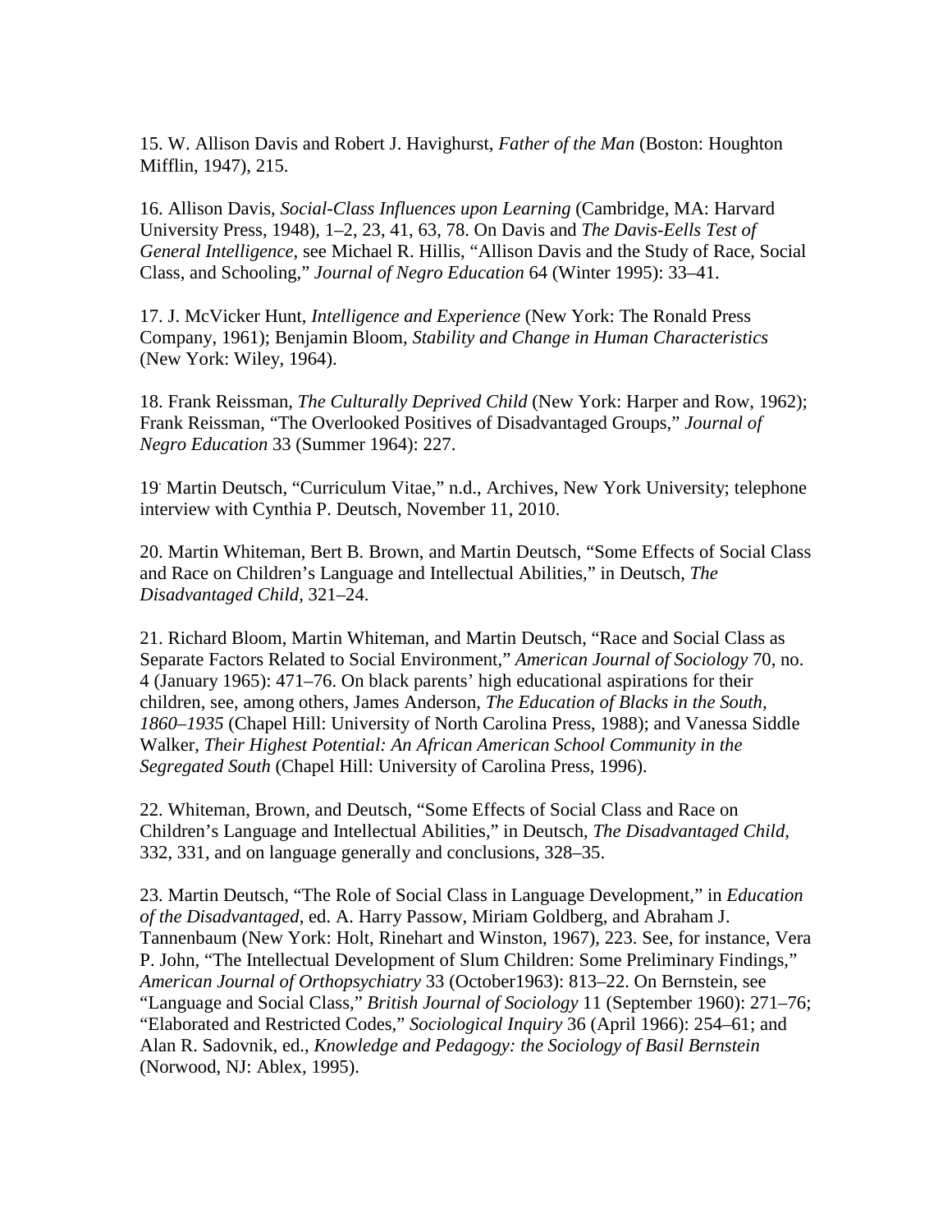15. W. Allison Davis and Robert J. Havighurst, *Father of the Man* (Boston: Houghton Mifflin, 1947), 215.

16. Allison Davis, *Social-Class Influences upon Learning* (Cambridge, MA: Harvard University Press, 1948), 1–2, 23, 41, 63, 78. On Davis and *The Davis-Eells Test of General Intelligence*, see Michael R. Hillis, "Allison Davis and the Study of Race, Social Class, and Schooling," *Journal of Negro Education* 64 (Winter 1995): 33–41.

17. J. McVicker Hunt, *Intelligence and Experience* (New York: The Ronald Press Company, 1961); Benjamin Bloom, *Stability and Change in Human Characteristics* (New York: Wiley, 1964).

18. Frank Reissman, *The Culturally Deprived Child* (New York: Harper and Row, 1962); Frank Reissman, "The Overlooked Positives of Disadvantaged Groups," *Journal of Negro Education* 33 (Summer 1964): 227.

19. Martin Deutsch, "Curriculum Vitae," n.d., Archives, New York University; telephone interview with Cynthia P. Deutsch, November 11, 2010.

20. Martin Whiteman, Bert B. Brown, and Martin Deutsch, "Some Effects of Social Class and Race on Children's Language and Intellectual Abilities," in Deutsch, *The Disadvantaged Child*, 321–24.

21. Richard Bloom, Martin Whiteman, and Martin Deutsch, "Race and Social Class as Separate Factors Related to Social Environment," *American Journal of Sociology* 70, no. 4 (January 1965): 471–76. On black parents' high educational aspirations for their children, see, among others, James Anderson, *The Education of Blacks in the South, 1860–1935* (Chapel Hill: University of North Carolina Press, 1988); and Vanessa Siddle Walker, *Their Highest Potential: An African American School Community in the Segregated South* (Chapel Hill: University of Carolina Press, 1996).

22. Whiteman, Brown, and Deutsch, "Some Effects of Social Class and Race on Children's Language and Intellectual Abilities," in Deutsch, *The Disadvantaged Child*, 332, 331, and on language generally and conclusions, 328–35.

23. Martin Deutsch, "The Role of Social Class in Language Development," in *Education of the Disadvantaged*, ed. A. Harry Passow, Miriam Goldberg, and Abraham J. Tannenbaum (New York: Holt, Rinehart and Winston, 1967), 223. See, for instance, Vera P. John, "The Intellectual Development of Slum Children: Some Preliminary Findings," *American Journal of Orthopsychiatry* 33 (October1963): 813–22. On Bernstein, see "Language and Social Class," *British Journal of Sociology* 11 (September 1960): 271–76; "Elaborated and Restricted Codes," *Sociological Inquiry* 36 (April 1966): 254–61; and Alan R. Sadovnik, ed., *Knowledge and Pedagogy: the Sociology of Basil Bernstein* (Norwood, NJ: Ablex, 1995).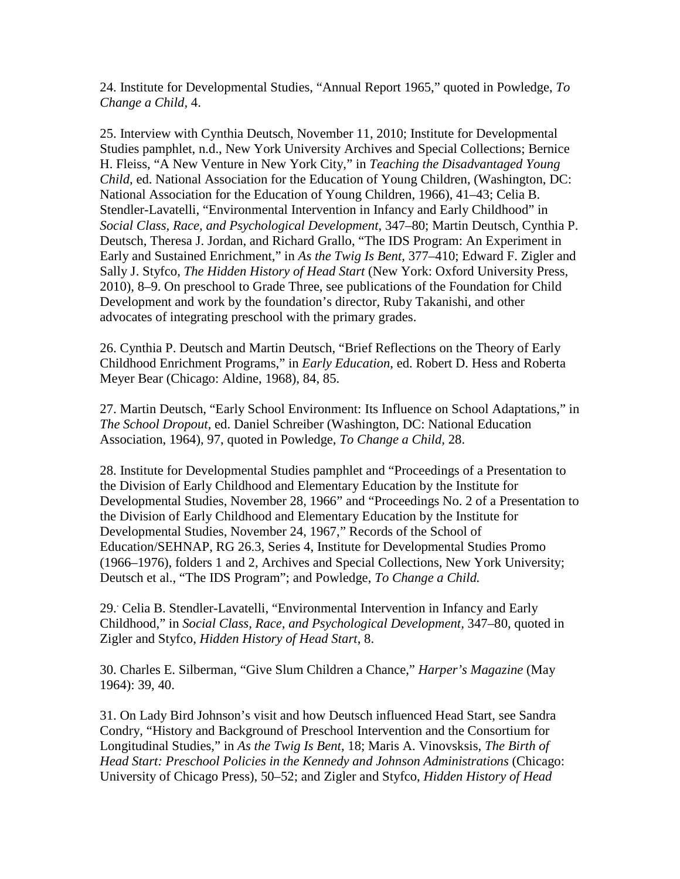24. Institute for Developmental Studies, "Annual Report 1965," quoted in Powledge, *To Change a Child*, 4.

25. Interview with Cynthia Deutsch, November 11, 2010; Institute for Developmental Studies pamphlet, n.d., New York University Archives and Special Collections; Bernice H. Fleiss, "A New Venture in New York City," in *Teaching the Disadvantaged Young Child*, ed. National Association for the Education of Young Children, (Washington, DC: National Association for the Education of Young Children, 1966), 41–43; Celia B. Stendler-Lavatelli, "Environmental Intervention in Infancy and Early Childhood" in *Social Class, Race, and Psychological Development*, 347–80; Martin Deutsch, Cynthia P. Deutsch, Theresa J. Jordan, and Richard Grallo, "The IDS Program: An Experiment in Early and Sustained Enrichment," in *As the Twig Is Bent*, 377–410; Edward F. Zigler and Sally J. Styfco, *The Hidden History of Head Start* (New York: Oxford University Press, 2010), 8–9. On preschool to Grade Three, see publications of the Foundation for Child Development and work by the foundation's director, Ruby Takanishi, and other advocates of integrating preschool with the primary grades.

26. Cynthia P. Deutsch and Martin Deutsch, "Brief Reflections on the Theory of Early Childhood Enrichment Programs," in *Early Education*, ed. Robert D. Hess and Roberta Meyer Bear (Chicago: Aldine, 1968), 84, 85.

27. Martin Deutsch, "Early School Environment: Its Influence on School Adaptations," in *The School Dropout*, ed. Daniel Schreiber (Washington, DC: National Education Association, 1964), 97, quoted in Powledge, *To Change a Child*, 28.

28. Institute for Developmental Studies pamphlet and "Proceedings of a Presentation to the Division of Early Childhood and Elementary Education by the Institute for Developmental Studies, November 28, 1966" and "Proceedings No. 2 of a Presentation to the Division of Early Childhood and Elementary Education by the Institute for Developmental Studies, November 24, 1967," Records of the School of Education/SEHNAP, RG 26.3, Series 4, Institute for Developmental Studies Promo (1966–1976), folders 1 and 2, Archives and Special Collections, New York University; Deutsch et al., "The IDS Program"; and Powledge, *To Change a Child.*

29. Celia B. Stendler-Lavatelli, "Environmental Intervention in Infancy and Early Childhood," in *Social Class, Race, and Psychological Development*, 347–80, quoted in Zigler and Styfco, *Hidden History of Head Start*, 8.

30. Charles E. Silberman, "Give Slum Children a Chance," *Harper's Magazine* (May 1964): 39, 40.

31. On Lady Bird Johnson's visit and how Deutsch influenced Head Start, see Sandra Condry, "History and Background of Preschool Intervention and the Consortium for Longitudinal Studies," in *As the Twig Is Bent*, 18; Maris A. Vinovsksis, *The Birth of Head Start: Preschool Policies in the Kennedy and Johnson Administrations* (Chicago: University of Chicago Press), 50–52; and Zigler and Styfco, *Hidden History of Head*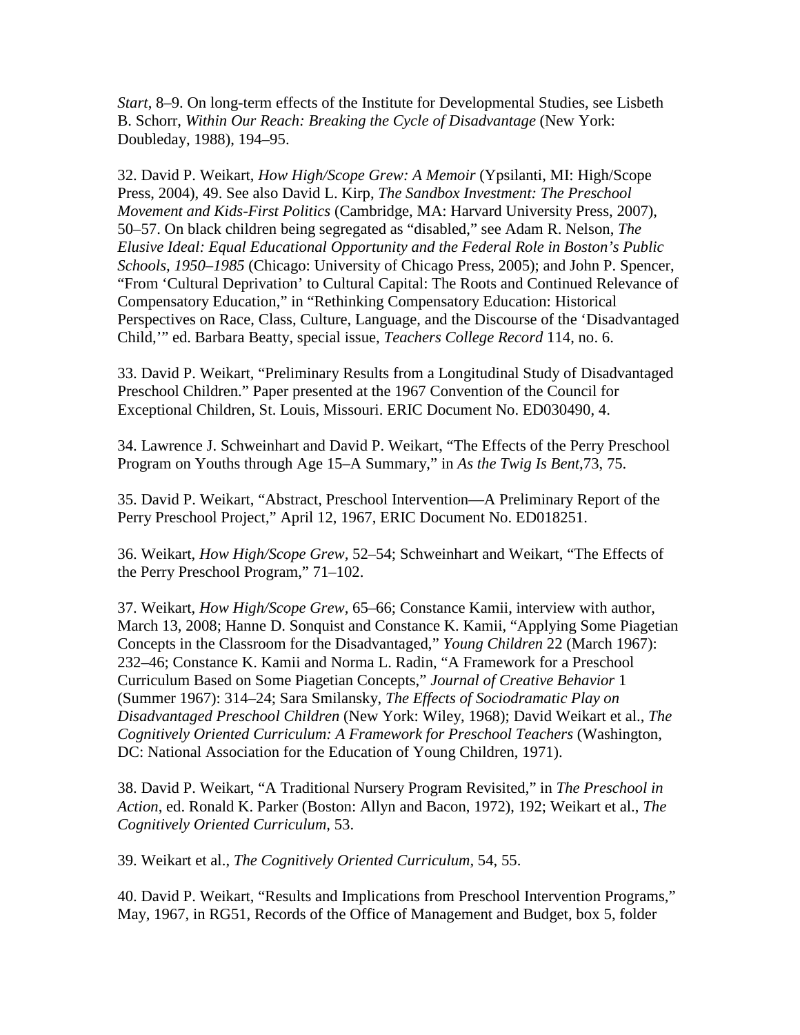*Start*, 8–9. On long-term effects of the Institute for Developmental Studies, see Lisbeth B. Schorr, *Within Our Reach: Breaking the Cycle of Disadvantage* (New York: Doubleday, 1988), 194–95.

32. David P. Weikart, *How High/Scope Grew: A Memoir* (Ypsilanti, MI: High/Scope Press, 2004), 49. See also David L. Kirp, *The Sandbox Investment: The Preschool Movement and Kids-First Politics* (Cambridge, MA: Harvard University Press, 2007), 50–57. On black children being segregated as "disabled," see Adam R. Nelson, *The Elusive Ideal: Equal Educational Opportunity and the Federal Role in Boston's Public Schools, 1950–1985* (Chicago: University of Chicago Press, 2005); and John P. Spencer, "From 'Cultural Deprivation' to Cultural Capital: The Roots and Continued Relevance of Compensatory Education," in "Rethinking Compensatory Education: Historical Perspectives on Race, Class, Culture, Language, and the Discourse of the 'Disadvantaged Child,'" ed. Barbara Beatty, special issue, *Teachers College Record* 114, no. 6.

33. David P. Weikart, "Preliminary Results from a Longitudinal Study of Disadvantaged Preschool Children." Paper presented at the 1967 Convention of the Council for Exceptional Children, St. Louis, Missouri. ERIC Document No. ED030490, 4.

34. Lawrence J. Schweinhart and David P. Weikart, "The Effects of the Perry Preschool Program on Youths through Age 15–A Summary," in *As the Twig Is Bent*,73, 75.

35. David P. Weikart, "Abstract, Preschool Intervention—A Preliminary Report of the Perry Preschool Project," April 12, 1967, ERIC Document No. ED018251.

36. Weikart, *How High/Scope Grew*, 52–54; Schweinhart and Weikart, "The Effects of the Perry Preschool Program," 71–102.

37. Weikart, *How High/Scope Grew,* 65–66; Constance Kamii, interview with author, March 13, 2008; Hanne D. Sonquist and Constance K. Kamii, "Applying Some Piagetian Concepts in the Classroom for the Disadvantaged," *Young Children* 22 (March 1967): 232–46; Constance K. Kamii and Norma L. Radin, "A Framework for a Preschool Curriculum Based on Some Piagetian Concepts," *Journal of Creative Behavior* 1 (Summer 1967): 314–24; Sara Smilansky, *The Effects of Sociodramatic Play on Disadvantaged Preschool Children* (New York: Wiley, 1968); David Weikart et al., *The Cognitively Oriented Curriculum: A Framework for Preschool Teachers* (Washington, DC: National Association for the Education of Young Children, 1971).

38. David P. Weikart, "A Traditional Nursery Program Revisited," in *The Preschool in Action*, ed. Ronald K. Parker (Boston: Allyn and Bacon, 1972), 192; Weikart et al., *The Cognitively Oriented Curriculum,* 53.

39. Weikart et al., *The Cognitively Oriented Curriculum,* 54, 55.

40. David P. Weikart, "Results and Implications from Preschool Intervention Programs," May, 1967, in RG51, Records of the Office of Management and Budget, box 5, folder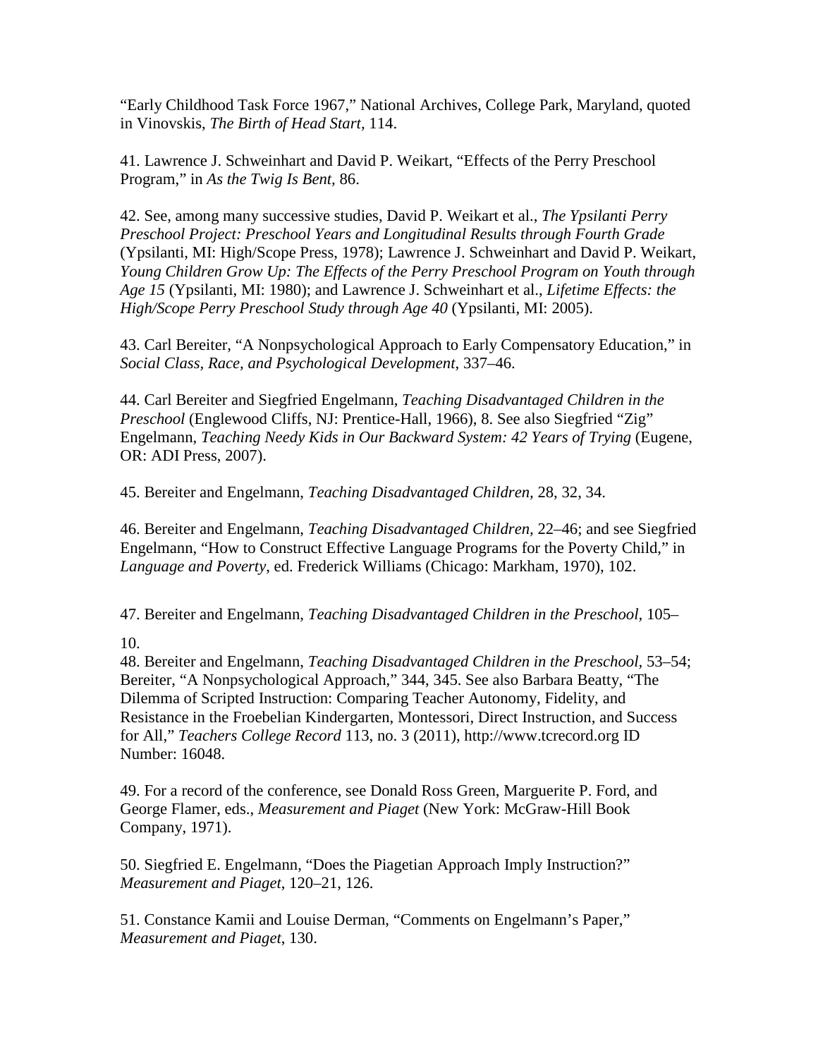"Early Childhood Task Force 1967," National Archives, College Park, Maryland, quoted in Vinovskis, *The Birth of Head Start,* 114.

41. Lawrence J. Schweinhart and David P. Weikart, "Effects of the Perry Preschool Program," in *As the Twig Is Bent*, 86.

42. See, among many successive studies, David P. Weikart et al., *The Ypsilanti Perry Preschool Project: Preschool Years and Longitudinal Results through Fourth Grade* (Ypsilanti, MI: High/Scope Press, 1978); Lawrence J. Schweinhart and David P. Weikart, *Young Children Grow Up: The Effects of the Perry Preschool Program on Youth through Age 15* (Ypsilanti, MI: 1980); and Lawrence J. Schweinhart et al., *Lifetime Effects: the High/Scope Perry Preschool Study through Age 40* (Ypsilanti, MI: 2005).

43. Carl Bereiter, "A Nonpsychological Approach to Early Compensatory Education," in *Social Class, Race, and Psychological Development*, 337–46.

44. Carl Bereiter and Siegfried Engelmann, *Teaching Disadvantaged Children in the Preschool* (Englewood Cliffs, NJ: Prentice-Hall, 1966), 8. See also Siegfried "Zig" Engelmann, *Teaching Needy Kids in Our Backward System: 42 Years of Trying* (Eugene, OR: ADI Press, 2007).

45. Bereiter and Engelmann, *Teaching Disadvantaged Children,* 28, 32, 34.

46. Bereiter and Engelmann, *Teaching Disadvantaged Children*, 22–46; and see Siegfried Engelmann, "How to Construct Effective Language Programs for the Poverty Child," in *Language and Poverty*, ed. Frederick Williams (Chicago: Markham, 1970), 102.

47. Bereiter and Engelmann, *Teaching Disadvantaged Children in the Preschool,* 105–10.

48. Bereiter and Engelmann, *Teaching Disadvantaged Children in the Preschool,* 53–54; Bereiter, "A Nonpsychological Approach," 344, 345. See also Barbara Beatty, "The Dilemma of Scripted Instruction: Comparing Teacher Autonomy, Fidelity, and Resistance in the Froebelian Kindergarten, Montessori, Direct Instruction, and Success for All," *Teachers College Record* 113, no. 3 (2011), http://www.tcrecord.org ID Number: 16048.

49. For a record of the conference, see Donald Ross Green, Marguerite P. Ford, and George Flamer, eds., *Measurement and Piaget* (New York: McGraw-Hill Book Company, 1971).

50. Siegfried E. Engelmann, "Does the Piagetian Approach Imply Instruction?" *Measurement and Piaget*, 120–21, 126.

51. Constance Kamii and Louise Derman, "Comments on Engelmann's Paper," *Measurement and Piaget*, 130.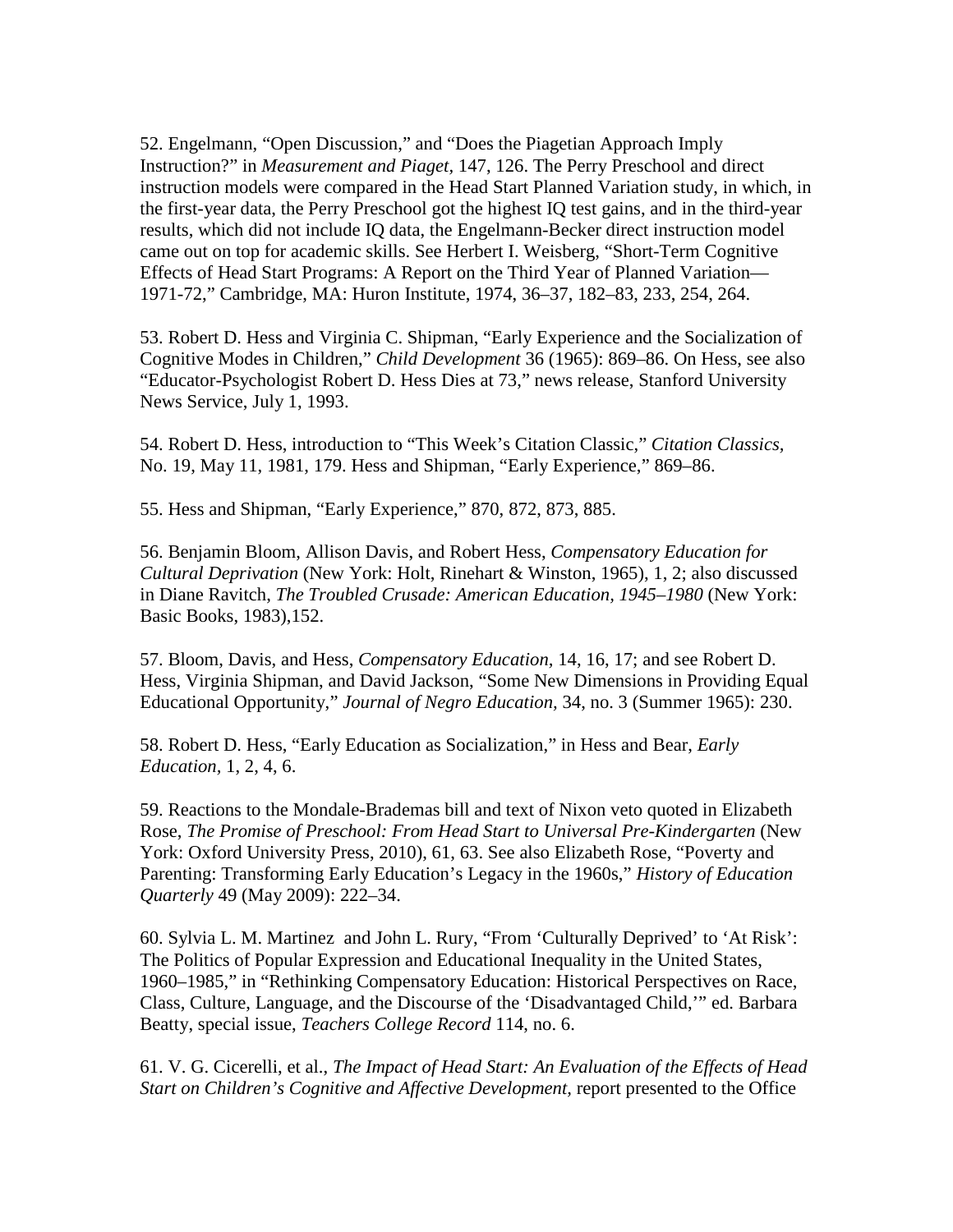52. Engelmann, “Open Discussion,” and “Does the Piagetian Approach Imply Instruction?” in *Measurement and Piaget,* 147, 126. The Perry Preschool and direct instruction models were compared in the Head Start Planned Variation study, in which, in the first-year data, the Perry Preschool got the highest IQ test gains, and in the third-year results, which did not include IQ data, the Engelmann-Becker direct instruction model came out on top for academic skills. See Herbert I. Weisberg, “Short-Term Cognitive Effects of Head Start Programs: A Report on the Third Year of Planned Variation—1971-72,” Cambridge, MA: Huron Institute, 1974, 36–37, 182–83, 233, 254, 264.

53. Robert D. Hess and Virginia C. Shipman, “Early Experience and the Socialization of Cognitive Modes in Children,” *Child Development* 36 (1965): 869–86. On Hess, see also “Educator-Psychologist Robert D. Hess Dies at 73,” news release, Stanford University News Service, July 1, 1993.

54. Robert D. Hess, introduction to “This Week’s Citation Classic,” *Citation Classics,* No. 19, May 11, 1981, 179. Hess and Shipman, “Early Experience,” 869–86.

55. Hess and Shipman, “Early Experience,” 870, 872, 873, 885.

56. Benjamin Bloom, Allison Davis, and Robert Hess, *Compensatory Education for Cultural Deprivation* (New York: Holt, Rinehart & Winston, 1965), 1, 2; also discussed in Diane Ravitch, *The Troubled Crusade: American Education, 1945–1980* (New York: Basic Books, 1983),152.

57. Bloom, Davis, and Hess, *Compensatory Education,* 14, 16, 17; and see Robert D. Hess, Virginia Shipman, and David Jackson, “Some New Dimensions in Providing Equal Educational Opportunity,” *Journal of Negro Education,* 34, no. 3 (Summer 1965): 230.

58. Robert D. Hess, “Early Education as Socialization,” in Hess and Bear, *Early Education,* 1, 2, 4, 6.

59. Reactions to the Mondale-Brademas bill and text of Nixon veto quoted in Elizabeth Rose, *The Promise of Preschool: From Head Start to Universal Pre-Kindergarten* (New York: Oxford University Press, 2010), 61, 63. See also Elizabeth Rose, “Poverty and Parenting: Transforming Early Education’s Legacy in the 1960s,” *History of Education Quarterly* 49 (May 2009): 222–34.

60. Sylvia L. M. Martinez and John L. Rury, “From ‘Culturally Deprived’ to ‘At Risk’: The Politics of Popular Expression and Educational Inequality in the United States, 1960–1985,” in “Rethinking Compensatory Education: Historical Perspectives on Race, Class, Culture, Language, and the Discourse of the ‘Disadvantaged Child,’” ed. Barbara Beatty, special issue, *Teachers College Record* 114, no. 6.

61. V. G. Cicerelli, et al., *The Impact of Head Start: An Evaluation of the Effects of Head Start on Children’s Cognitive and Affective Development,* report presented to the Office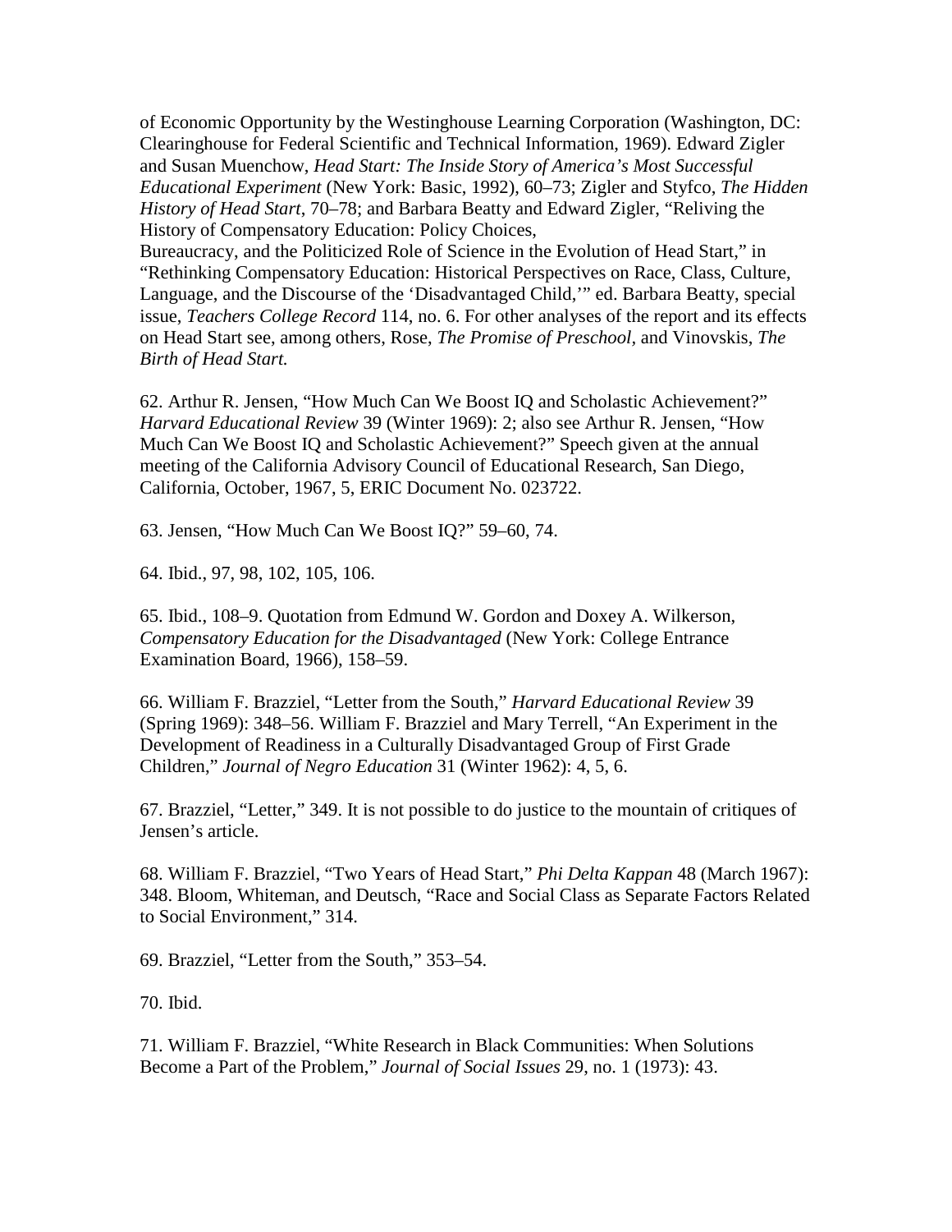of Economic Opportunity by the Westinghouse Learning Corporation (Washington, DC: Clearinghouse for Federal Scientific and Technical Information, 1969). Edward Zigler and Susan Muenchow, *Head Start: The Inside Story of America's Most Successful Educational Experiment* (New York: Basic, 1992), 60–73; Zigler and Styfco, *The Hidden History of Head Start*, 70–78; and Barbara Beatty and Edward Zigler, "Reliving the History of Compensatory Education: Policy Choices, Bureaucracy, and the Politicized Role of Science in the Evolution of Head Start," in "Rethinking Compensatory Education: Historical Perspectives on Race, Class, Culture, Language, and the Discourse of the 'Disadvantaged Child,'" ed. Barbara Beatty, special issue, *Teachers College Record* 114, no. 6. For other analyses of the report and its effects on Head Start see, among others, Rose, *The Promise of Preschool*, and Vinovskis, *The Birth of Head Start.*

62. Arthur R. Jensen, "How Much Can We Boost IQ and Scholastic Achievement?" *Harvard Educational Review* 39 (Winter 1969): 2; also see Arthur R. Jensen, "How Much Can We Boost IQ and Scholastic Achievement?" Speech given at the annual meeting of the California Advisory Council of Educational Research, San Diego, California, October, 1967, 5, ERIC Document No. 023722.

63. Jensen, "How Much Can We Boost IQ?" 59–60, 74.

64. Ibid., 97, 98, 102, 105, 106.

65. Ibid., 108–9. Quotation from Edmund W. Gordon and Doxey A. Wilkerson, *Compensatory Education for the Disadvantaged* (New York: College Entrance Examination Board, 1966), 158–59.

66. William F. Brazziel, "Letter from the South," *Harvard Educational Review* 39 (Spring 1969): 348–56. William F. Brazziel and Mary Terrell, "An Experiment in the Development of Readiness in a Culturally Disadvantaged Group of First Grade Children," *Journal of Negro Education* 31 (Winter 1962): 4, 5, 6.

67. Brazziel, "Letter," 349. It is not possible to do justice to the mountain of critiques of Jensen's article.

68. William F. Brazziel, "Two Years of Head Start," *Phi Delta Kappan* 48 (March 1967): 348. Bloom, Whiteman, and Deutsch, "Race and Social Class as Separate Factors Related to Social Environment," 314.

69. Brazziel, "Letter from the South," 353–54.

70. Ibid.

71. William F. Brazziel, "White Research in Black Communities: When Solutions Become a Part of the Problem," *Journal of Social Issues* 29, no. 1 (1973): 43.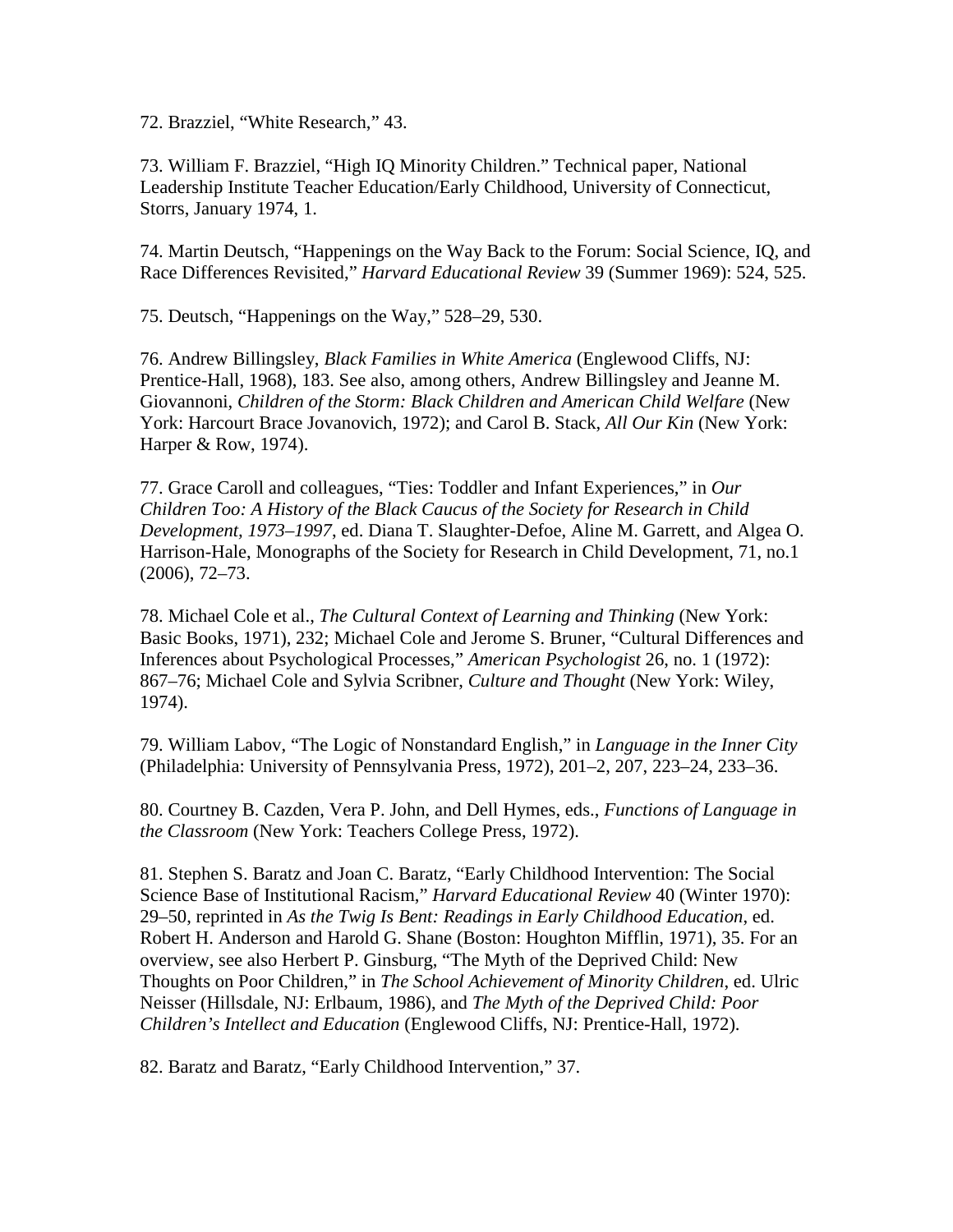72. Brazziel, "White Research," 43.

73. William F. Brazziel, "High IQ Minority Children." Technical paper, National Leadership Institute Teacher Education/Early Childhood, University of Connecticut, Storrs, January 1974, 1.

74. Martin Deutsch, "Happenings on the Way Back to the Forum: Social Science, IQ, and Race Differences Revisited," *Harvard Educational Review* 39 (Summer 1969): 524, 525.

75. Deutsch, "Happenings on the Way," 528–29, 530.

76. Andrew Billingsley, *Black Families in White America* (Englewood Cliffs, NJ: Prentice-Hall, 1968), 183. See also, among others, Andrew Billingsley and Jeanne M. Giovannoni, *Children of the Storm: Black Children and American Child Welfare* (New York: Harcourt Brace Jovanovich, 1972); and Carol B. Stack, *All Our Kin* (New York: Harper & Row, 1974).

77. Grace Caroll and colleagues, "Ties: Toddler and Infant Experiences," in *Our Children Too: A History of the Black Caucus of the Society for Research in Child Development, 1973–1997*, ed. Diana T. Slaughter-Defoe, Aline M. Garrett, and Algea O. Harrison-Hale, Monographs of the Society for Research in Child Development, 71, no.1 (2006), 72–73.

78. Michael Cole et al., *The Cultural Context of Learning and Thinking* (New York: Basic Books, 1971), 232; Michael Cole and Jerome S. Bruner, "Cultural Differences and Inferences about Psychological Processes," *American Psychologist* 26, no. 1 (1972): 867–76; Michael Cole and Sylvia Scribner, *Culture and Thought* (New York: Wiley, 1974).

79. William Labov, "The Logic of Nonstandard English," in *Language in the Inner City* (Philadelphia: University of Pennsylvania Press, 1972), 201–2, 207, 223–24, 233–36.

80. Courtney B. Cazden, Vera P. John, and Dell Hymes, eds., *Functions of Language in the Classroom* (New York: Teachers College Press, 1972).

81. Stephen S. Baratz and Joan C. Baratz, "Early Childhood Intervention: The Social Science Base of Institutional Racism," *Harvard Educational Review* 40 (Winter 1970): 29–50, reprinted in *As the Twig Is Bent: Readings in Early Childhood Education*, ed. Robert H. Anderson and Harold G. Shane (Boston: Houghton Mifflin, 1971), 35. For an overview, see also Herbert P. Ginsburg, "The Myth of the Deprived Child: New Thoughts on Poor Children," in *The School Achievement of Minority Children*, ed. Ulric Neisser (Hillsdale, NJ: Erlbaum, 1986), and *The Myth of the Deprived Child: Poor Children's Intellect and Education* (Englewood Cliffs, NJ: Prentice-Hall, 1972).

82. Baratz and Baratz, "Early Childhood Intervention," 37.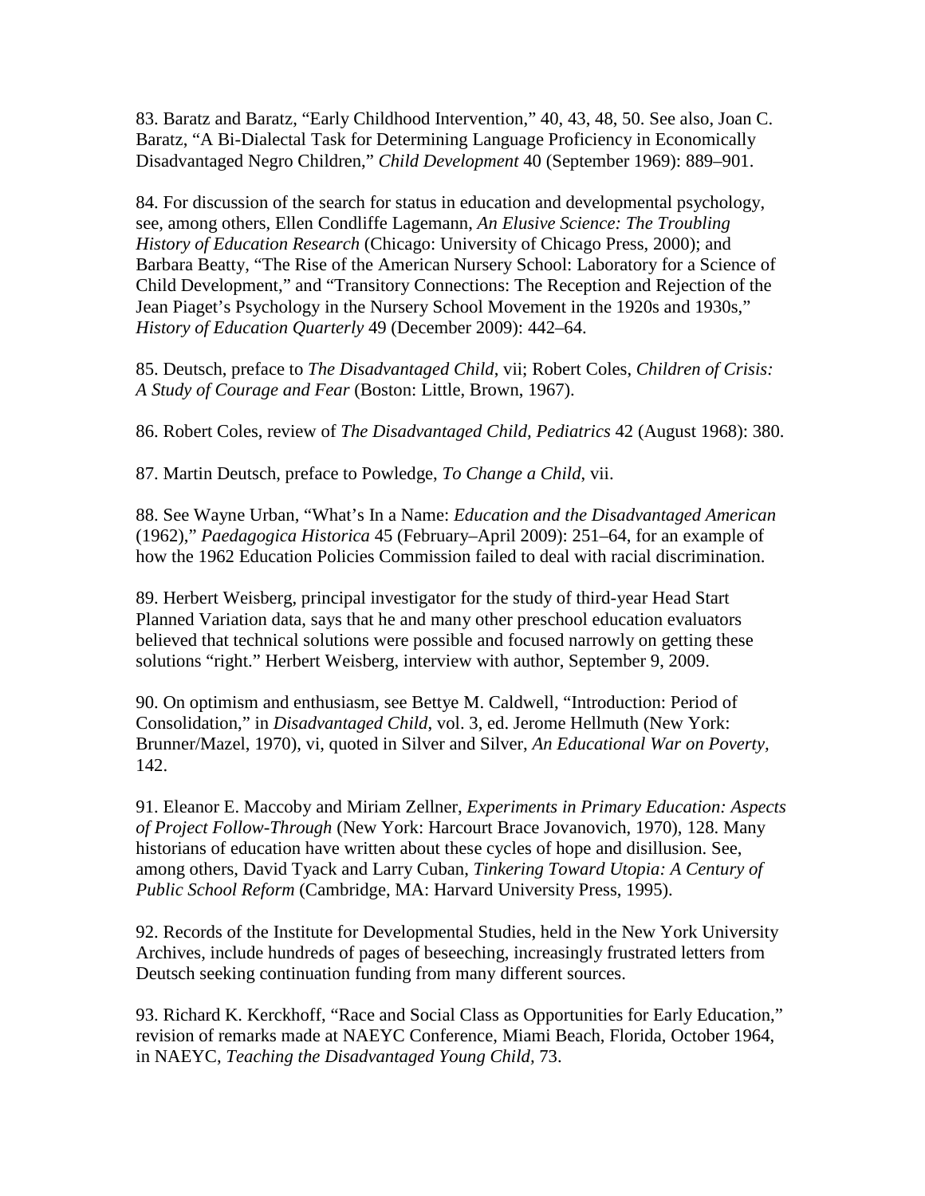83. Baratz and Baratz, "Early Childhood Intervention," 40, 43, 48, 50. See also, Joan C. Baratz, "A Bi-Dialectal Task for Determining Language Proficiency in Economically Disadvantaged Negro Children," *Child Development* 40 (September 1969): 889–901.

84. For discussion of the search for status in education and developmental psychology, see, among others, Ellen Condliffe Lagemann, *An Elusive Science: The Troubling History of Education Research* (Chicago: University of Chicago Press, 2000); and Barbara Beatty, "The Rise of the American Nursery School: Laboratory for a Science of Child Development," and "Transitory Connections: The Reception and Rejection of the Jean Piaget's Psychology in the Nursery School Movement in the 1920s and 1930s," *History of Education Quarterly* 49 (December 2009): 442–64.

85. Deutsch, preface to *The Disadvantaged Child*, vii; Robert Coles, *Children of Crisis: A Study of Courage and Fear* (Boston: Little, Brown, 1967).

86. Robert Coles, review of *The Disadvantaged Child, Pediatrics* 42 (August 1968): 380.

87. Martin Deutsch, preface to Powledge, *To Change a Child*, vii.

88. See Wayne Urban, "What's In a Name: *Education and the Disadvantaged American* (1962)," *Paedagogica Historica* 45 (February–April 2009): 251–64, for an example of how the 1962 Education Policies Commission failed to deal with racial discrimination.

89. Herbert Weisberg, principal investigator for the study of third-year Head Start Planned Variation data, says that he and many other preschool education evaluators believed that technical solutions were possible and focused narrowly on getting these solutions "right." Herbert Weisberg, interview with author, September 9, 2009.

90. On optimism and enthusiasm, see Bettye M. Caldwell, "Introduction: Period of Consolidation," in *Disadvantaged Child*, vol. 3, ed. Jerome Hellmuth (New York: Brunner/Mazel, 1970), vi, quoted in Silver and Silver, *An Educational War on Poverty*, 142.

91. Eleanor E. Maccoby and Miriam Zellner, *Experiments in Primary Education: Aspects of Project Follow-Through* (New York: Harcourt Brace Jovanovich, 1970), 128. Many historians of education have written about these cycles of hope and disillusion. See, among others, David Tyack and Larry Cuban, *Tinkering Toward Utopia: A Century of Public School Reform* (Cambridge, MA: Harvard University Press, 1995).

92. Records of the Institute for Developmental Studies, held in the New York University Archives, include hundreds of pages of beseeching, increasingly frustrated letters from Deutsch seeking continuation funding from many different sources.

93. Richard K. Kerckhoff, "Race and Social Class as Opportunities for Early Education," revision of remarks made at NAEYC Conference, Miami Beach, Florida, October 1964, in NAEYC, *Teaching the Disadvantaged Young Child*, 73.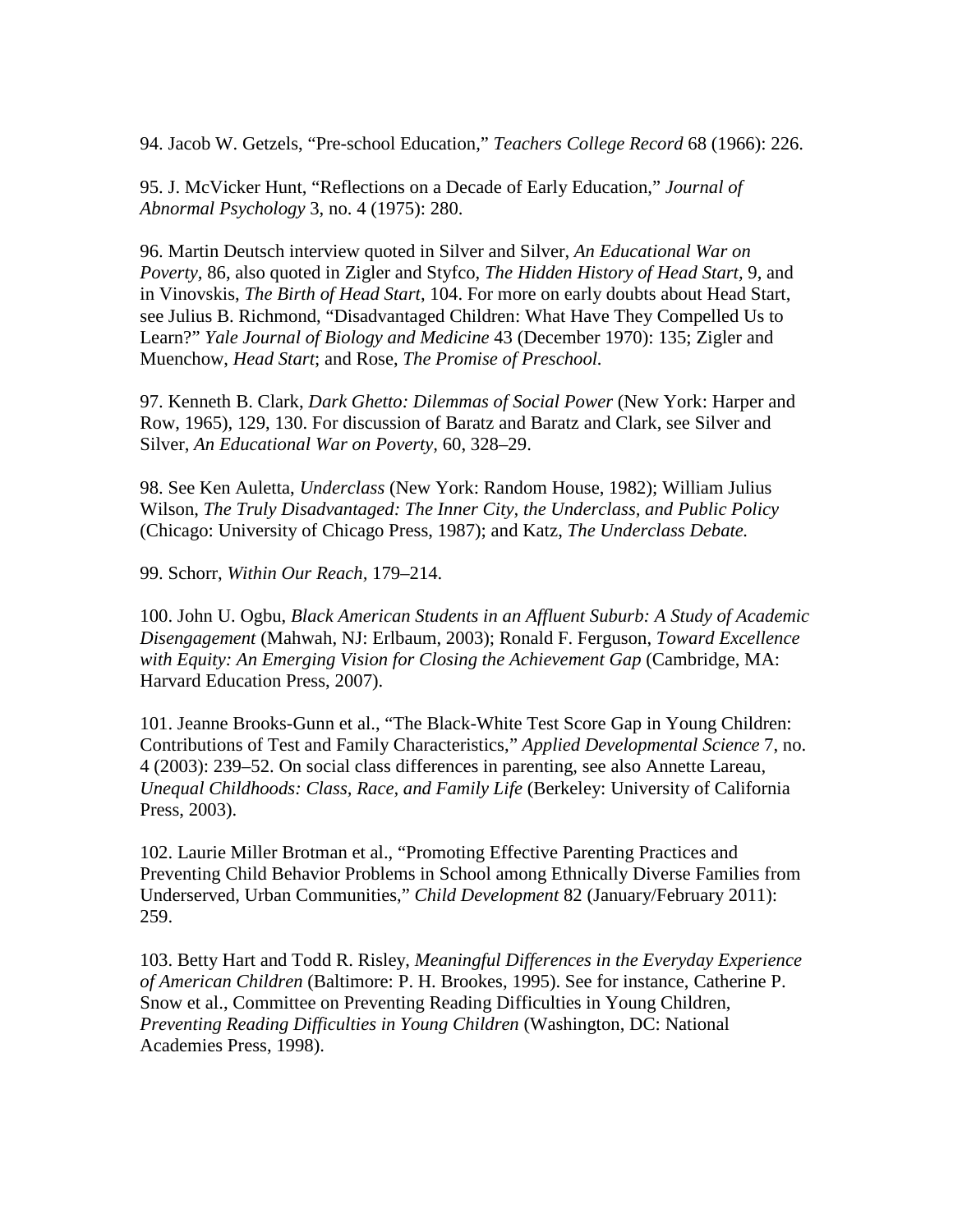94. Jacob W. Getzels, "Pre-school Education," *Teachers College Record* 68 (1966): 226.

95. J. McVicker Hunt, "Reflections on a Decade of Early Education," *Journal of Abnormal Psychology* 3, no. 4 (1975): 280.

96. Martin Deutsch interview quoted in Silver and Silver, *An Educational War on Poverty,* 86, also quoted in Zigler and Styfco, *The Hidden History of Head Start,* 9, and in Vinovskis, *The Birth of Head Start*, 104. For more on early doubts about Head Start, see Julius B. Richmond, "Disadvantaged Children: What Have They Compelled Us to Learn?" *Yale Journal of Biology and Medicine* 43 (December 1970): 135; Zigler and Muenchow, *Head Start*; and Rose, *The Promise of Preschool.*

97. Kenneth B. Clark, *Dark Ghetto: Dilemmas of Social Power* (New York: Harper and Row, 1965), 129, 130. For discussion of Baratz and Baratz and Clark, see Silver and Silver, *An Educational War on Poverty,* 60, 328–29.

98. See Ken Auletta, *Underclass* (New York: Random House, 1982); William Julius Wilson, *The Truly Disadvantaged: The Inner City, the Underclass, and Public Policy* (Chicago: University of Chicago Press, 1987); and Katz, *The Underclass Debate.*

99. Schorr, *Within Our Reach,* 179–214.

100. John U. Ogbu, *Black American Students in an Affluent Suburb: A Study of Academic Disengagement* (Mahwah, NJ: Erlbaum, 2003); Ronald F. Ferguson, *Toward Excellence with Equity: An Emerging Vision for Closing the Achievement Gap* (Cambridge, MA: Harvard Education Press, 2007).

101. Jeanne Brooks-Gunn et al., "The Black-White Test Score Gap in Young Children: Contributions of Test and Family Characteristics," *Applied Developmental Science* 7, no. 4 (2003): 239–52. On social class differences in parenting, see also Annette Lareau, *Unequal Childhoods: Class, Race, and Family Life* (Berkeley: University of California Press, 2003).

102. Laurie Miller Brotman et al., "Promoting Effective Parenting Practices and Preventing Child Behavior Problems in School among Ethnically Diverse Families from Underserved, Urban Communities," *Child Development* 82 (January/February 2011): 259.

103. Betty Hart and Todd R. Risley, *Meaningful Differences in the Everyday Experience of American Children* (Baltimore: P. H. Brookes, 1995). See for instance, Catherine P. Snow et al., Committee on Preventing Reading Difficulties in Young Children, *Preventing Reading Difficulties in Young Children* (Washington, DC: National Academies Press, 1998).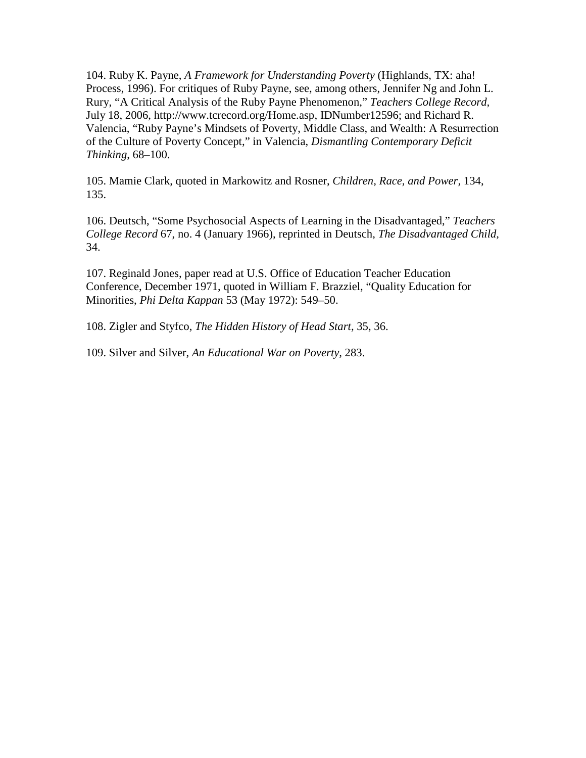104. Ruby K. Payne, *A Framework for Understanding Poverty* (Highlands, TX: aha! Process, 1996). For critiques of Ruby Payne, see, among others, Jennifer Ng and John L. Rury, "A Critical Analysis of the Ruby Payne Phenomenon," *Teachers College Record*, July 18, 2006, http://www.tcrecord.org/Home.asp, IDNumber12596; and Richard R. Valencia, "Ruby Payne's Mindsets of Poverty, Middle Class, and Wealth: A Resurrection of the Culture of Poverty Concept," in Valencia, *Dismantling Contemporary Deficit Thinking*, 68–100.

105. Mamie Clark, quoted in Markowitz and Rosner, *Children, Race, and Power*, 134, 135.

106. Deutsch, "Some Psychosocial Aspects of Learning in the Disadvantaged," *Teachers College Record* 67, no. 4 (January 1966), reprinted in Deutsch, *The Disadvantaged Child*, 34.

107. Reginald Jones, paper read at U.S. Office of Education Teacher Education Conference, December 1971, quoted in William F. Brazziel, "Quality Education for Minorities, *Phi Delta Kappan* 53 (May 1972): 549–50.

108. Zigler and Styfco, *The Hidden History of Head Start*, 35, 36.

109. Silver and Silver, *An Educational War on Poverty*, 283.